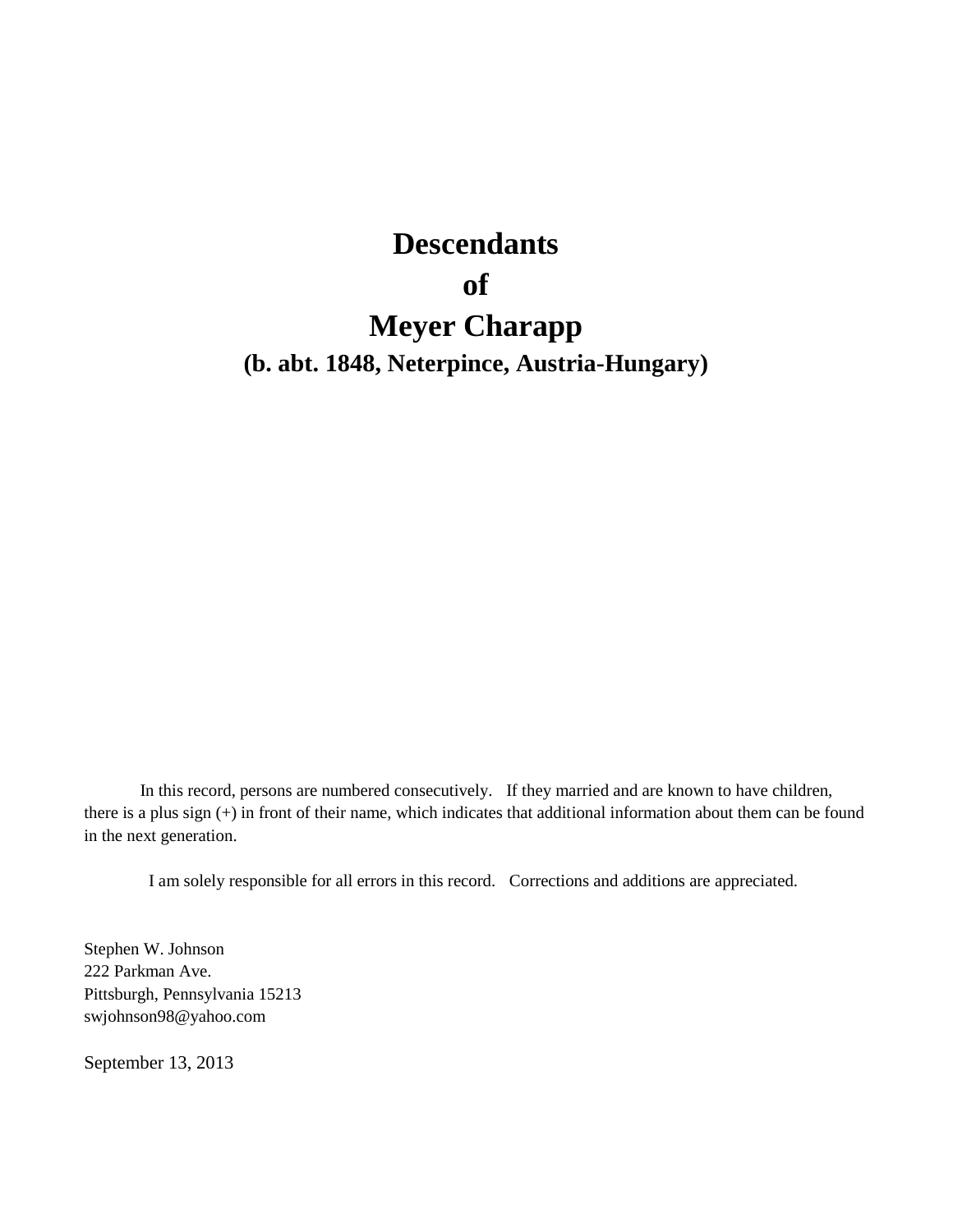# Descendants
# of
# Meyer Charapp

## (b. abt. 1848, Neterpince, Austria-Hungary)

In this record, persons are numbered consecutively. If they married and are known to have children, there is a plus sign (+) in front of their name, which indicates that additional information about them can be found in the next generation.

I am solely responsible for all errors in this record. Corrections and additions are appreciated.

Stephen W. Johnson
222 Parkman Ave.
Pittsburgh, Pennsylvania 15213
swjohnson98@yahoo.com

September 13, 2013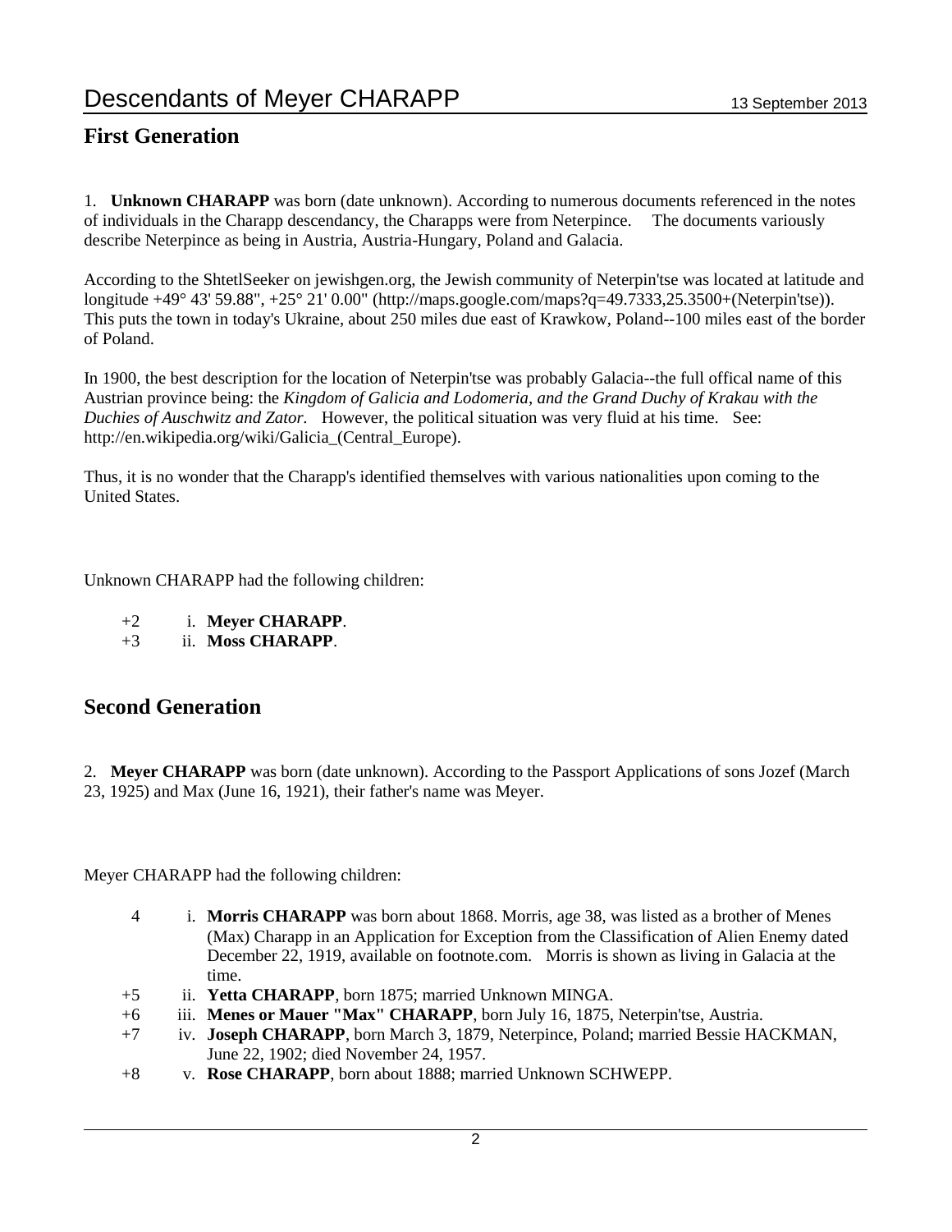# Descendants of Meyer CHARAPP

## First Generation

1. **Unknown CHARAPP** was born (date unknown). According to numerous documents referenced in the notes of individuals in the Charapp descendancy, the Charapps were from Neterpince. The documents variously describe Neterpince as being in Austria, Austria-Hungary, Poland and Galacia.

According to the ShtetlSeeker on jewishgen.org, the Jewish community of Neterpin'tse was located at latitude and longitude +49° 43' 59.88", +25° 21' 0.00" (http://maps.google.com/maps?q=49.7333,25.3500+(Neterpin'tse)). This puts the town in today's Ukraine, about 250 miles due east of Krawkow, Poland--100 miles east of the border of Poland.

In 1900, the best description for the location of Neterpin'tse was probably Galacia--the full offical name of this Austrian province being: the *Kingdom of Galicia and Lodomeria, and the Grand Duchy of Krakau with the Duchies of Auschwitz and Zator*. However, the political situation was very fluid at his time. See: http://en.wikipedia.org/wiki/Galicia_(Central_Europe).

Thus, it is no wonder that the Charapp's identified themselves with various nationalities upon coming to the United States.

Unknown CHARAPP had the following children:

- +2 i. **Meyer CHARAPP**.
- +3 ii. **Moss CHARAPP**.

## Second Generation

2. **Meyer CHARAPP** was born (date unknown). According to the Passport Applications of sons Jozef (March 23, 1925) and Max (June 16, 1921), their father's name was Meyer.

Meyer CHARAPP had the following children:

- 4 i. **Morris CHARAPP** was born about 1868. Morris, age 38, was listed as a brother of Menes (Max) Charapp in an Application for Exception from the Classification of Alien Enemy dated December 22, 1919, available on footnote.com. Morris is shown as living in Galacia at the time.
- +5 ii. **Yetta CHARAPP**, born 1875; married Unknown MINGA.
- +6 iii. **Menes or Mauer "Max" CHARAPP**, born July 16, 1875, Neterpin'tse, Austria.
- +7 iv. **Joseph CHARAPP**, born March 3, 1879, Neterpince, Poland; married Bessie HACKMAN, June 22, 1902; died November 24, 1957.
- +8 v. **Rose CHARAPP**, born about 1888; married Unknown SCHWEPP.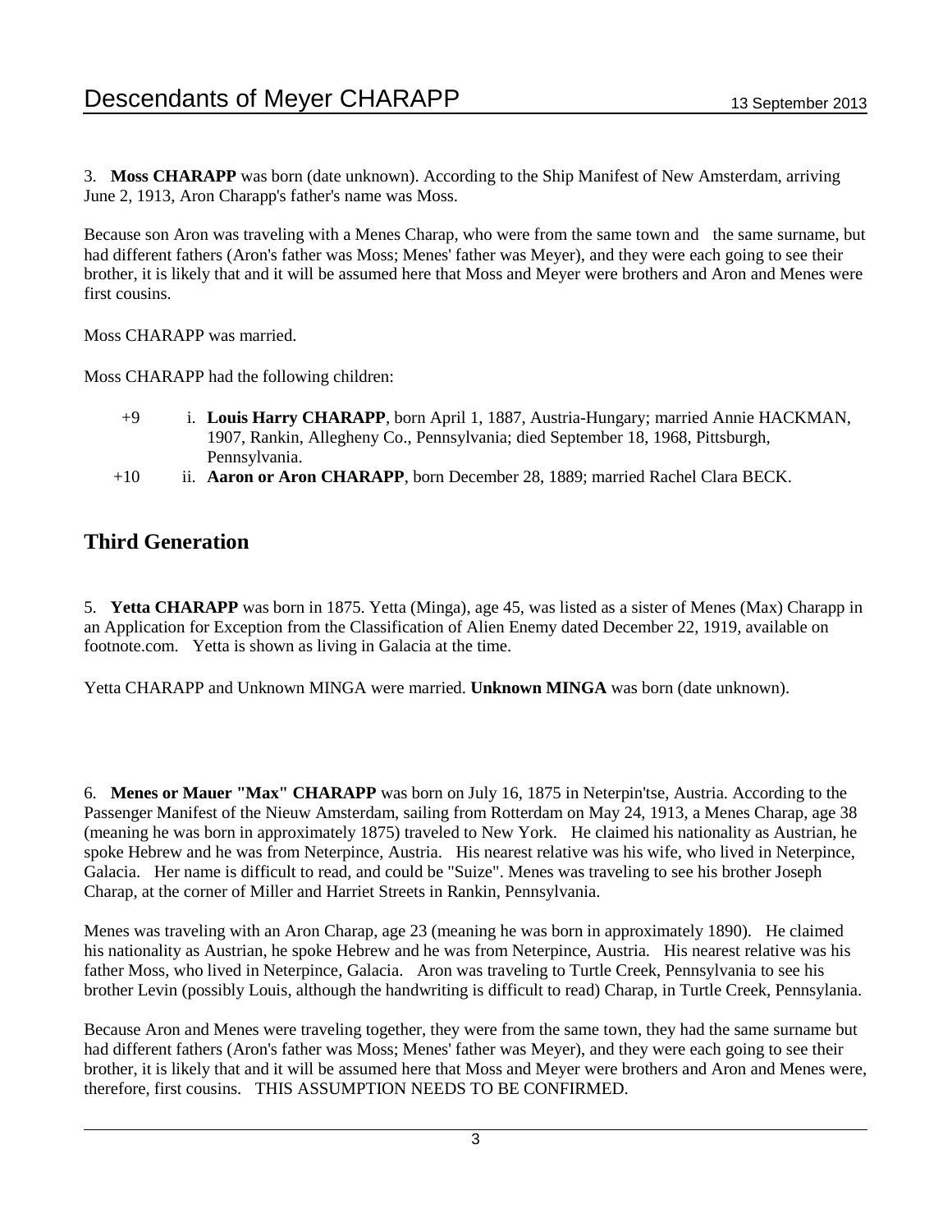3. **Moss CHARAPP** was born (date unknown). According to the Ship Manifest of New Amsterdam, arriving June 2, 1913, Aron Charapp's father's name was Moss.

Because son Aron was traveling with a Menes Charap, who were from the same town and the same surname, but had different fathers (Aron's father was Moss; Menes' father was Meyer), and they were each going to see their brother, it is likely that and it will be assumed here that Moss and Meyer were brothers and Aron and Menes were first cousins.

Moss CHARAPP was married.

Moss CHARAPP had the following children:

- +9 i. **Louis Harry CHARAPP**, born April 1, 1887, Austria-Hungary; married Annie HACKMAN, 1907, Rankin, Allegheny Co., Pennsylvania; died September 18, 1968, Pittsburgh, Pennsylvania.
- +10 ii. **Aaron or Aron CHARAPP**, born December 28, 1889; married Rachel Clara BECK.

## Third Generation

5. **Yetta CHARAPP** was born in 1875. Yetta (Minga), age 45, was listed as a sister of Menes (Max) Charapp in an Application for Exception from the Classification of Alien Enemy dated December 22, 1919, available on footnote.com. Yetta is shown as living in Galacia at the time.

Yetta CHARAPP and Unknown MINGA were married. **Unknown MINGA** was born (date unknown).

6. **Menes or Mauer "Max" CHARAPP** was born on July 16, 1875 in Neterpin'tse, Austria. According to the Passenger Manifest of the Nieuw Amsterdam, sailing from Rotterdam on May 24, 1913, a Menes Charap, age 38 (meaning he was born in approximately 1875) traveled to New York. He claimed his nationality as Austrian, he spoke Hebrew and he was from Neterpince, Austria. His nearest relative was his wife, who lived in Neterpince, Galacia. Her name is difficult to read, and could be "Suize". Menes was traveling to see his brother Joseph Charap, at the corner of Miller and Harriet Streets in Rankin, Pennsylvania.

Menes was traveling with an Aron Charap, age 23 (meaning he was born in approximately 1890). He claimed his nationality as Austrian, he spoke Hebrew and he was from Neterpince, Austria. His nearest relative was his father Moss, who lived in Neterpince, Galacia. Aron was traveling to Turtle Creek, Pennsylvania to see his brother Levin (possibly Louis, although the handwriting is difficult to read) Charap, in Turtle Creek, Pennsylania.

Because Aron and Menes were traveling together, they were from the same town, they had the same surname but had different fathers (Aron's father was Moss; Menes' father was Meyer), and they were each going to see their brother, it is likely that and it will be assumed here that Moss and Meyer were brothers and Aron and Menes were, therefore, first cousins. THIS ASSUMPTION NEEDS TO BE CONFIRMED.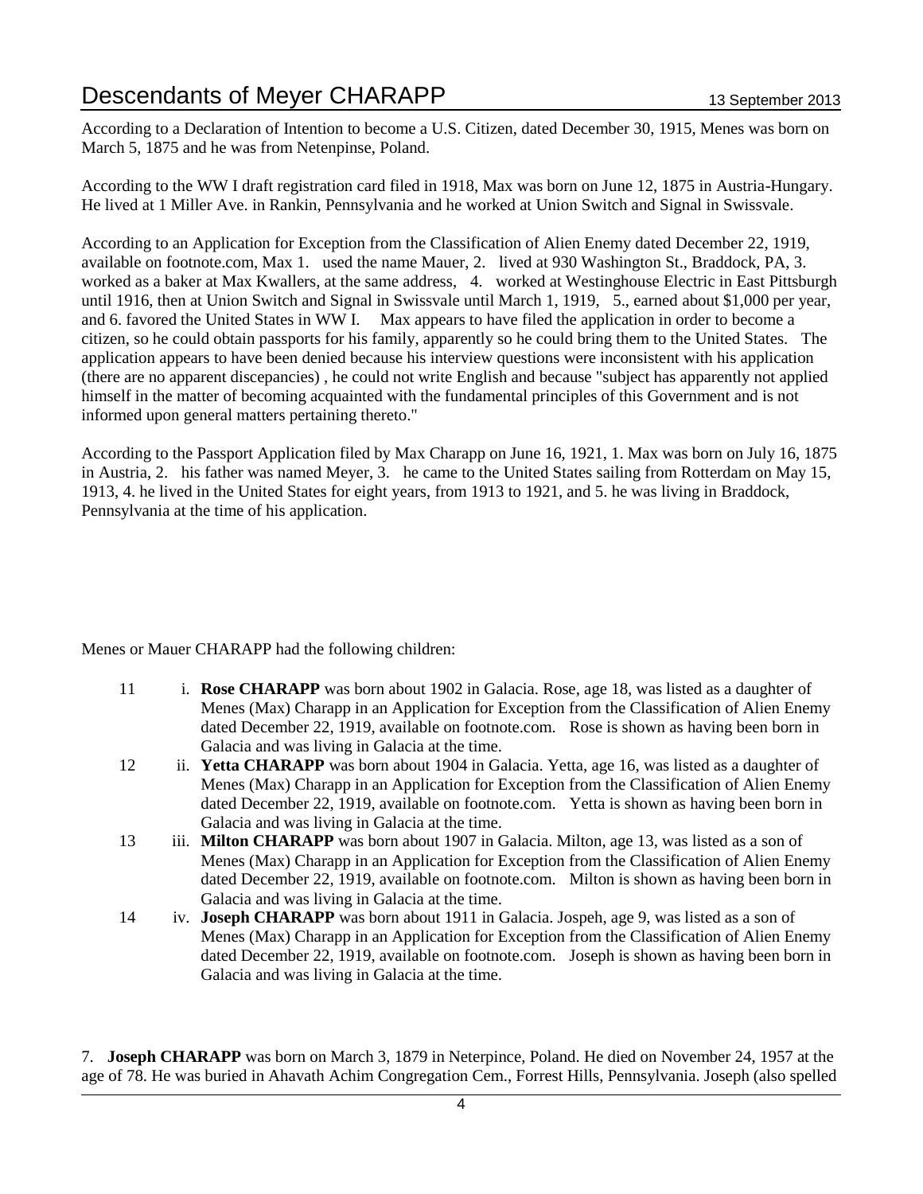According to a Declaration of Intention to become a U.S. Citizen, dated December 30, 1915, Menes was born on March 5, 1875 and he was from Netenpinse, Poland.

According to the WW I draft registration card filed in 1918, Max was born on June 12, 1875 in Austria-Hungary. He lived at 1 Miller Ave. in Rankin, Pennsylvania and he worked at Union Switch and Signal in Swissvale.

According to an Application for Exception from the Classification of Alien Enemy dated December 22, 1919, available on footnote.com, Max 1. used the name Mauer, 2. lived at 930 Washington St., Braddock, PA, 3. worked as a baker at Max Kwallers, at the same address, 4. worked at Westinghouse Electric in East Pittsburgh until 1916, then at Union Switch and Signal in Swissvale until March 1, 1919, 5., earned about $1,000 per year, and 6. favored the United States in WW I. Max appears to have filed the application in order to become a citizen, so he could obtain passports for his family, apparently so he could bring them to the United States. The application appears to have been denied because his interview questions were inconsistent with his application (there are no apparent discepancies) , he could not write English and because "subject has apparently not applied himself in the matter of becoming acquainted with the fundamental principles of this Government and is not informed upon general matters pertaining thereto."

According to the Passport Application filed by Max Charapp on June 16, 1921, 1. Max was born on July 16, 1875 in Austria, 2. his father was named Meyer, 3. he came to the United States sailing from Rotterdam on May 15, 1913, 4. he lived in the United States for eight years, from 1913 to 1921, and 5. he was living in Braddock, Pennsylvania at the time of his application.

Menes or Mauer CHARAPP had the following children:

11 i. **Rose CHARAPP** was born about 1902 in Galacia. Rose, age 18, was listed as a daughter of Menes (Max) Charapp in an Application for Exception from the Classification of Alien Enemy dated December 22, 1919, available on footnote.com. Rose is shown as having been born in Galacia and was living in Galacia at the time.

12 ii. **Yetta CHARAPP** was born about 1904 in Galacia. Yetta, age 16, was listed as a daughter of Menes (Max) Charapp in an Application for Exception from the Classification of Alien Enemy dated December 22, 1919, available on footnote.com. Yetta is shown as having been born in Galacia and was living in Galacia at the time.

13 iii. **Milton CHARAPP** was born about 1907 in Galacia. Milton, age 13, was listed as a son of Menes (Max) Charapp in an Application for Exception from the Classification of Alien Enemy dated December 22, 1919, available on footnote.com. Milton is shown as having been born in Galacia and was living in Galacia at the time.

14 iv. **Joseph CHARAPP** was born about 1911 in Galacia. Jospeh, age 9, was listed as a son of Menes (Max) Charapp in an Application for Exception from the Classification of Alien Enemy dated December 22, 1919, available on footnote.com. Joseph is shown as having been born in Galacia and was living in Galacia at the time.

7. **Joseph CHARAPP** was born on March 3, 1879 in Neterpince, Poland. He died on November 24, 1957 at the age of 78. He was buried in Ahavath Achim Congregation Cem., Forrest Hills, Pennsylvania. Joseph (also spelled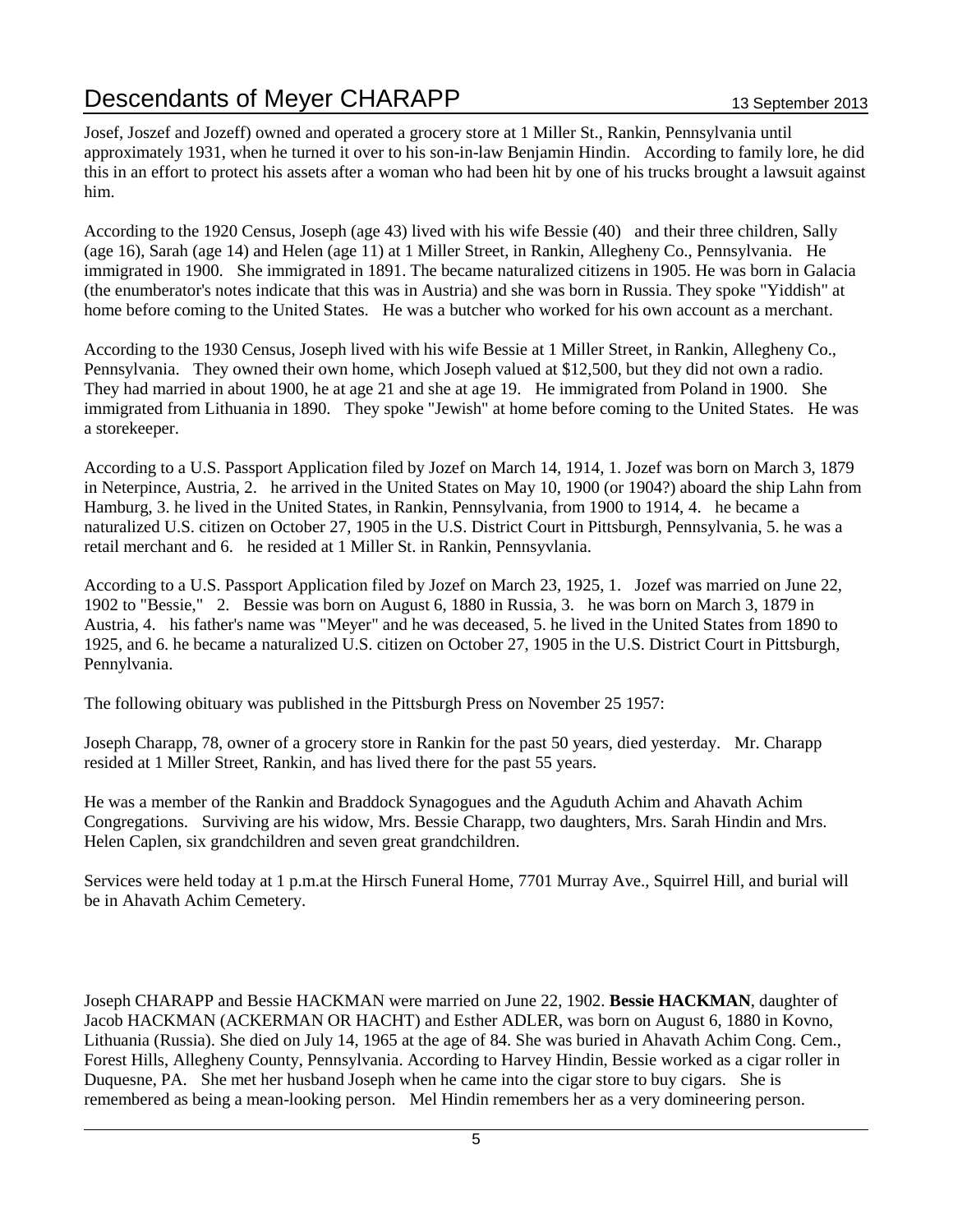Josef, Joszef and Jozeff) owned and operated a grocery store at 1 Miller St., Rankin, Pennsylvania until approximately 1931, when he turned it over to his son-in-law Benjamin Hindin. According to family lore, he did this in an effort to protect his assets after a woman who had been hit by one of his trucks brought a lawsuit against him.

According to the 1920 Census, Joseph (age 43) lived with his wife Bessie (40) and their three children, Sally (age 16), Sarah (age 14) and Helen (age 11) at 1 Miller Street, in Rankin, Allegheny Co., Pennsylvania. He immigrated in 1900. She immigrated in 1891. The became naturalized citizens in 1905. He was born in Galacia (the enumberator's notes indicate that this was in Austria) and she was born in Russia. They spoke "Yiddish" at home before coming to the United States. He was a butcher who worked for his own account as a merchant.

According to the 1930 Census, Joseph lived with his wife Bessie at 1 Miller Street, in Rankin, Allegheny Co., Pennsylvania. They owned their own home, which Joseph valued at $12,500, but they did not own a radio. They had married in about 1900, he at age 21 and she at age 19. He immigrated from Poland in 1900. She immigrated from Lithuania in 1890. They spoke "Jewish" at home before coming to the United States. He was a storekeeper.

According to a U.S. Passport Application filed by Jozef on March 14, 1914, 1. Jozef was born on March 3, 1879 in Neterpince, Austria, 2. he arrived in the United States on May 10, 1900 (or 1904?) aboard the ship Lahn from Hamburg, 3. he lived in the United States, in Rankin, Pennsylvania, from 1900 to 1914, 4. he became a naturalized U.S. citizen on October 27, 1905 in the U.S. District Court in Pittsburgh, Pennsylvania, 5. he was a retail merchant and 6. he resided at 1 Miller St. in Rankin, Pennsyvlania.

According to a U.S. Passport Application filed by Jozef on March 23, 1925, 1. Jozef was married on June 22, 1902 to "Bessie," 2. Bessie was born on August 6, 1880 in Russia, 3. he was born on March 3, 1879 in Austria, 4. his father's name was "Meyer" and he was deceased, 5. he lived in the United States from 1890 to 1925, and 6. he became a naturalized U.S. citizen on October 27, 1905 in the U.S. District Court in Pittsburgh, Pennylvania.

The following obituary was published in the Pittsburgh Press on November 25 1957:

Joseph Charapp, 78, owner of a grocery store in Rankin for the past 50 years, died yesterday. Mr. Charapp resided at 1 Miller Street, Rankin, and has lived there for the past 55 years.

He was a member of the Rankin and Braddock Synagogues and the Aguduth Achim and Ahavath Achim Congregations. Surviving are his widow, Mrs. Bessie Charapp, two daughters, Mrs. Sarah Hindin and Mrs. Helen Caplen, six grandchildren and seven great grandchildren.

Services were held today at 1 p.m.at the Hirsch Funeral Home, 7701 Murray Ave., Squirrel Hill, and burial will be in Ahavath Achim Cemetery.

Joseph CHARAPP and Bessie HACKMAN were married on June 22, 1902. **Bessie HACKMAN**, daughter of Jacob HACKMAN (ACKERMAN OR HACHT) and Esther ADLER, was born on August 6, 1880 in Kovno, Lithuania (Russia). She died on July 14, 1965 at the age of 84. She was buried in Ahavath Achim Cong. Cem., Forest Hills, Allegheny County, Pennsylvania. According to Harvey Hindin, Bessie worked as a cigar roller in Duquesne, PA. She met her husband Joseph when he came into the cigar store to buy cigars. She is remembered as being a mean-looking person. Mel Hindin remembers her as a very domineering person.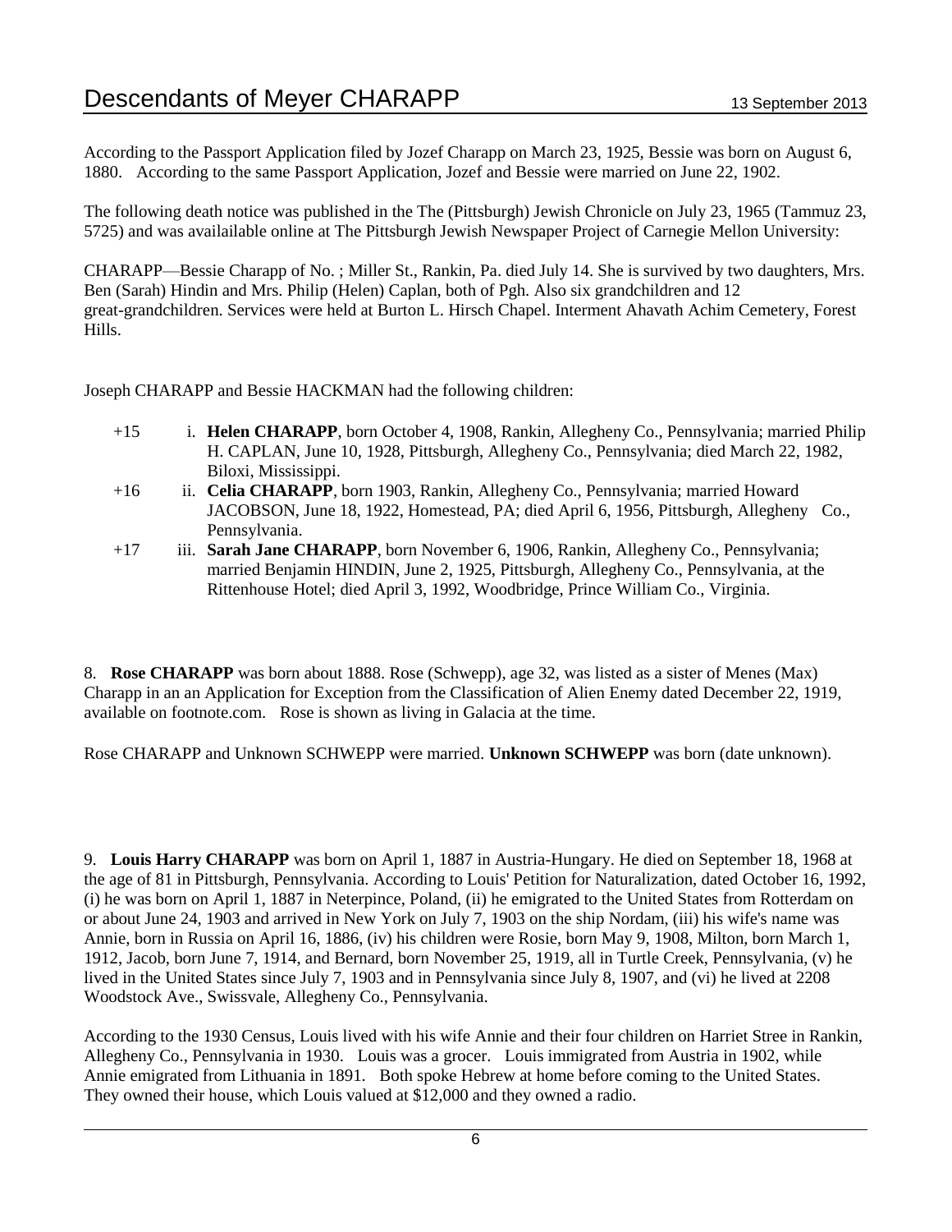According to the Passport Application filed by Jozef Charapp on March 23, 1925, Bessie was born on August 6, 1880. According to the same Passport Application, Jozef and Bessie were married on June 22, 1902.

The following death notice was published in the The (Pittsburgh) Jewish Chronicle on July 23, 1965 (Tammuz 23, 5725) and was availailable online at The Pittsburgh Jewish Newspaper Project of Carnegie Mellon University:

CHARAPP—Bessie Charapp of No. ; Miller St., Rankin, Pa. died July 14. She is survived by two daughters, Mrs. Ben (Sarah) Hindin and Mrs. Philip (Helen) Caplan, both of Pgh. Also six grandchildren and 12 great-grandchildren. Services were held at Burton L. Hirsch Chapel. Interment Ahavath Achim Cemetery, Forest Hills.

Joseph CHARAPP and Bessie HACKMAN had the following children:

- +15 i. **Helen CHARAPP**, born October 4, 1908, Rankin, Allegheny Co., Pennsylvania; married Philip H. CAPLAN, June 10, 1928, Pittsburgh, Allegheny Co., Pennsylvania; died March 22, 1982, Biloxi, Mississippi.
- +16 ii. **Celia CHARAPP**, born 1903, Rankin, Allegheny Co., Pennsylvania; married Howard JACOBSON, June 18, 1922, Homestead, PA; died April 6, 1956, Pittsburgh, Allegheny Co., Pennsylvania.
- +17 iii. **Sarah Jane CHARAPP**, born November 6, 1906, Rankin, Allegheny Co., Pennsylvania; married Benjamin HINDIN, June 2, 1925, Pittsburgh, Allegheny Co., Pennsylvania, at the Rittenhouse Hotel; died April 3, 1992, Woodbridge, Prince William Co., Virginia.

8. **Rose CHARAPP** was born about 1888. Rose (Schwepp), age 32, was listed as a sister of Menes (Max) Charapp in an an Application for Exception from the Classification of Alien Enemy dated December 22, 1919, available on footnote.com. Rose is shown as living in Galacia at the time.

Rose CHARAPP and Unknown SCHWEPP were married. **Unknown SCHWEPP** was born (date unknown).

9. **Louis Harry CHARAPP** was born on April 1, 1887 in Austria-Hungary. He died on September 18, 1968 at the age of 81 in Pittsburgh, Pennsylvania. According to Louis' Petition for Naturalization, dated October 16, 1992, (i) he was born on April 1, 1887 in Neterpince, Poland, (ii) he emigrated to the United States from Rotterdam on or about June 24, 1903 and arrived in New York on July 7, 1903 on the ship Nordam, (iii) his wife's name was Annie, born in Russia on April 16, 1886, (iv) his children were Rosie, born May 9, 1908, Milton, born March 1, 1912, Jacob, born June 7, 1914, and Bernard, born November 25, 1919, all in Turtle Creek, Pennsylvania, (v) he lived in the United States since July 7, 1903 and in Pennsylvania since July 8, 1907, and (vi) he lived at 2208 Woodstock Ave., Swissvale, Allegheny Co., Pennsylvania.

According to the 1930 Census, Louis lived with his wife Annie and their four children on Harriet Stree in Rankin, Allegheny Co., Pennsylvania in 1930. Louis was a grocer. Louis immigrated from Austria in 1902, while Annie emigrated from Lithuania in 1891. Both spoke Hebrew at home before coming to the United States. They owned their house, which Louis valued at $12,000 and they owned a radio.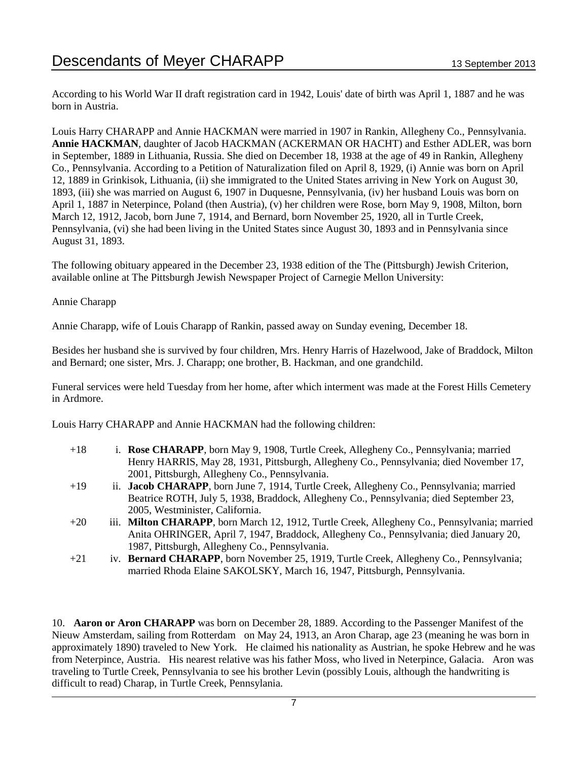According to his World War II draft registration card in 1942, Louis' date of birth was April 1, 1887 and he was born in Austria.

Louis Harry CHARAPP and Annie HACKMAN were married in 1907 in Rankin, Allegheny Co., Pennsylvania. **Annie HACKMAN**, daughter of Jacob HACKMAN (ACKERMAN OR HACHT) and Esther ADLER, was born in September, 1889 in Lithuania, Russia. She died on December 18, 1938 at the age of 49 in Rankin, Allegheny Co., Pennsylvania. According to a Petition of Naturalization filed on April 8, 1929, (i) Annie was born on April 12, 1889 in Grinkisok, Lithuania, (ii) she immigrated to the United States arriving in New York on August 30, 1893, (iii) she was married on August 6, 1907 in Duquesne, Pennsylvania, (iv) her husband Louis was born on April 1, 1887 in Neterpince, Poland (then Austria), (v) her children were Rose, born May 9, 1908, Milton, born March 12, 1912, Jacob, born June 7, 1914, and Bernard, born November 25, 1920, all in Turtle Creek, Pennsylvania, (vi) she had been living in the United States since August 30, 1893 and in Pennsylvania since August 31, 1893.

The following obituary appeared in the December 23, 1938 edition of the The (Pittsburgh) Jewish Criterion, available online at The Pittsburgh Jewish Newspaper Project of Carnegie Mellon University:

Annie Charapp

Annie Charapp, wife of Louis Charapp of Rankin, passed away on Sunday evening, December 18.

Besides her husband she is survived by four children, Mrs. Henry Harris of Hazelwood, Jake of Braddock, Milton and Bernard; one sister, Mrs. J. Charapp; one brother, B. Hackman, and one grandchild.

Funeral services were held Tuesday from her home, after which interment was made at the Forest Hills Cemetery in Ardmore.

Louis Harry CHARAPP and Annie HACKMAN had the following children:

+18 i. **Rose CHARAPP**, born May 9, 1908, Turtle Creek, Allegheny Co., Pennsylvania; married Henry HARRIS, May 28, 1931, Pittsburgh, Allegheny Co., Pennsylvania; died November 17, 2001, Pittsburgh, Allegheny Co., Pennsylvania.

+19 ii. **Jacob CHARAPP**, born June 7, 1914, Turtle Creek, Allegheny Co., Pennsylvania; married Beatrice ROTH, July 5, 1938, Braddock, Allegheny Co., Pennsylvania; died September 23, 2005, Westminister, California.

+20 iii. **Milton CHARAPP**, born March 12, 1912, Turtle Creek, Allegheny Co., Pennsylvania; married Anita OHRINGER, April 7, 1947, Braddock, Allegheny Co., Pennsylvania; died January 20, 1987, Pittsburgh, Allegheny Co., Pennsylvania.

+21 iv. **Bernard CHARAPP**, born November 25, 1919, Turtle Creek, Allegheny Co., Pennsylvania; married Rhoda Elaine SAKOLSKY, March 16, 1947, Pittsburgh, Pennsylvania.

10. **Aaron or Aron CHARAPP** was born on December 28, 1889. According to the Passenger Manifest of the Nieuw Amsterdam, sailing from Rotterdam on May 24, 1913, an Aron Charap, age 23 (meaning he was born in approximately 1890) traveled to New York. He claimed his nationality as Austrian, he spoke Hebrew and he was from Neterpince, Austria. His nearest relative was his father Moss, who lived in Neterpince, Galacia. Aron was traveling to Turtle Creek, Pennsylvania to see his brother Levin (possibly Louis, although the handwriting is difficult to read) Charap, in Turtle Creek, Pennsylania.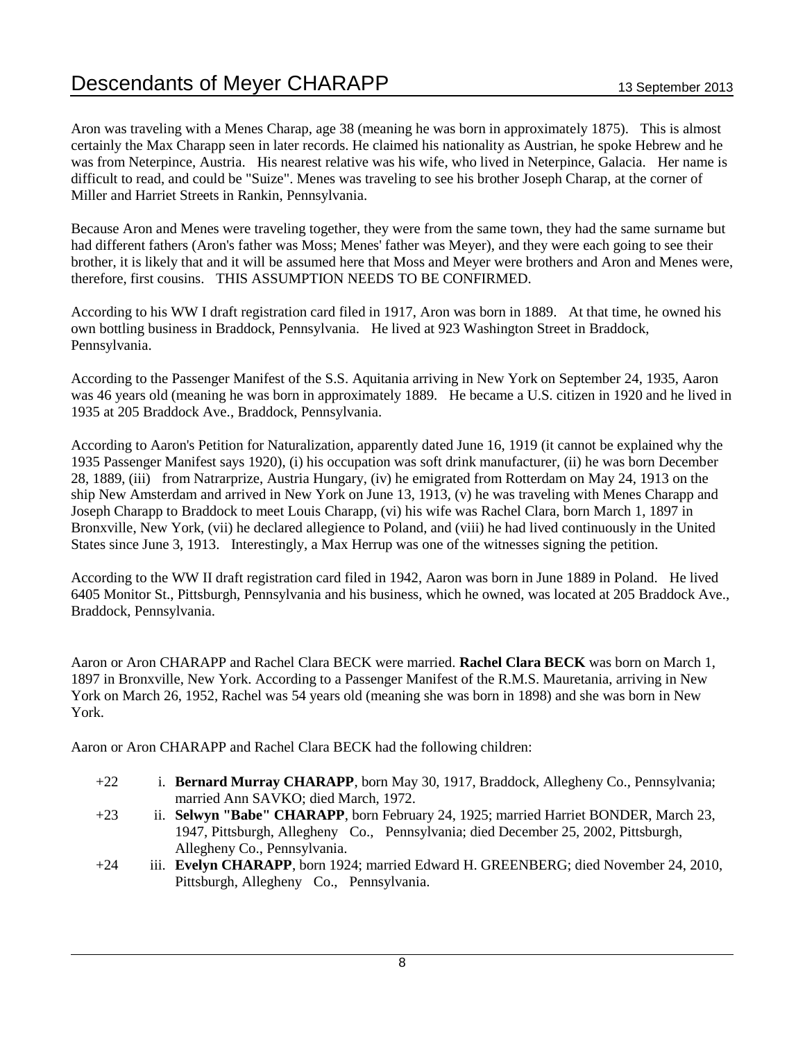Aron was traveling with a Menes Charap, age 38 (meaning he was born in approximately 1875). This is almost certainly the Max Charapp seen in later records. He claimed his nationality as Austrian, he spoke Hebrew and he was from Neterpince, Austria. His nearest relative was his wife, who lived in Neterpince, Galacia. Her name is difficult to read, and could be "Suize". Menes was traveling to see his brother Joseph Charap, at the corner of Miller and Harriet Streets in Rankin, Pennsylvania.

Because Aron and Menes were traveling together, they were from the same town, they had the same surname but had different fathers (Aron's father was Moss; Menes' father was Meyer), and they were each going to see their brother, it is likely that and it will be assumed here that Moss and Meyer were brothers and Aron and Menes were, therefore, first cousins. THIS ASSUMPTION NEEDS TO BE CONFIRMED.

According to his WW I draft registration card filed in 1917, Aron was born in 1889. At that time, he owned his own bottling business in Braddock, Pennsylvania. He lived at 923 Washington Street in Braddock, Pennsylvania.

According to the Passenger Manifest of the S.S. Aquitania arriving in New York on September 24, 1935, Aaron was 46 years old (meaning he was born in approximately 1889. He became a U.S. citizen in 1920 and he lived in 1935 at 205 Braddock Ave., Braddock, Pennsylvania.

According to Aaron's Petition for Naturalization, apparently dated June 16, 1919 (it cannot be explained why the 1935 Passenger Manifest says 1920), (i) his occupation was soft drink manufacturer, (ii) he was born December 28, 1889, (iii) from Natrarprize, Austria Hungary, (iv) he emigrated from Rotterdam on May 24, 1913 on the ship New Amsterdam and arrived in New York on June 13, 1913, (v) he was traveling with Menes Charapp and Joseph Charapp to Braddock to meet Louis Charapp, (vi) his wife was Rachel Clara, born March 1, 1897 in Bronxville, New York, (vii) he declared allegience to Poland, and (viii) he had lived continuously in the United States since June 3, 1913. Interestingly, a Max Herrup was one of the witnesses signing the petition.

According to the WW II draft registration card filed in 1942, Aaron was born in June 1889 in Poland. He lived 6405 Monitor St., Pittsburgh, Pennsylvania and his business, which he owned, was located at 205 Braddock Ave., Braddock, Pennsylvania.

Aaron or Aron CHARAPP and Rachel Clara BECK were married. **Rachel Clara BECK** was born on March 1, 1897 in Bronxville, New York. According to a Passenger Manifest of the R.M.S. Mauretania, arriving in New York on March 26, 1952, Rachel was 54 years old (meaning she was born in 1898) and she was born in New York.

Aaron or Aron CHARAPP and Rachel Clara BECK had the following children:

+22 i. **Bernard Murray CHARAPP**, born May 30, 1917, Braddock, Allegheny Co., Pennsylvania; married Ann SAVKO; died March, 1972.

+23 ii. **Selwyn "Babe" CHARAPP**, born February 24, 1925; married Harriet BONDER, March 23, 1947, Pittsburgh, Allegheny Co., Pennsylvania; died December 25, 2002, Pittsburgh, Allegheny Co., Pennsylvania.

+24 iii. **Evelyn CHARAPP**, born 1924; married Edward H. GREENBERG; died November 24, 2010, Pittsburgh, Allegheny Co., Pennsylvania.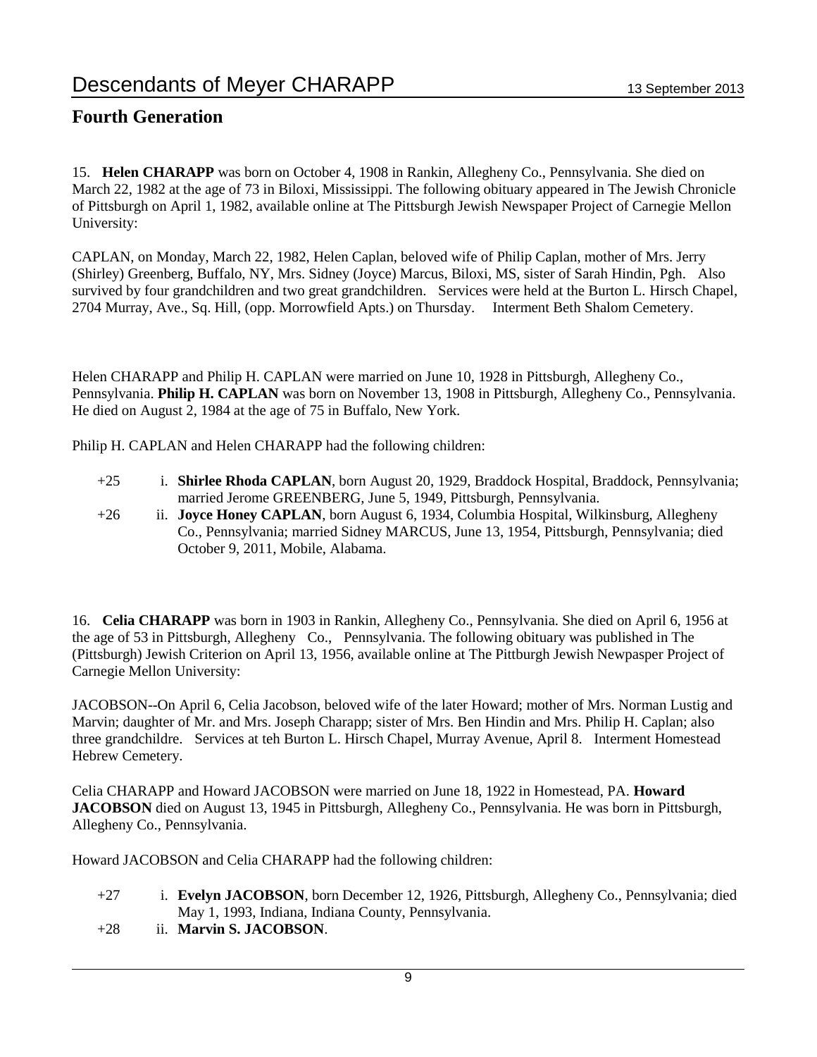## Fourth Generation

15. **Helen CHARAPP** was born on October 4, 1908 in Rankin, Allegheny Co., Pennsylvania. She died on March 22, 1982 at the age of 73 in Biloxi, Mississippi. The following obituary appeared in The Jewish Chronicle of Pittsburgh on April 1, 1982, available online at The Pittsburgh Jewish Newspaper Project of Carnegie Mellon University:

CAPLAN, on Monday, March 22, 1982, Helen Caplan, beloved wife of Philip Caplan, mother of Mrs. Jerry (Shirley) Greenberg, Buffalo, NY, Mrs. Sidney (Joyce) Marcus, Biloxi, MS, sister of Sarah Hindin, Pgh. Also survived by four grandchildren and two great grandchildren. Services were held at the Burton L. Hirsch Chapel, 2704 Murray, Ave., Sq. Hill, (opp. Morrowfield Apts.) on Thursday. Interment Beth Shalom Cemetery.

Helen CHARAPP and Philip H. CAPLAN were married on June 10, 1928 in Pittsburgh, Allegheny Co., Pennsylvania. **Philip H. CAPLAN** was born on November 13, 1908 in Pittsburgh, Allegheny Co., Pennsylvania. He died on August 2, 1984 at the age of 75 in Buffalo, New York.

Philip H. CAPLAN and Helen CHARAPP had the following children:

+25 i. **Shirlee Rhoda CAPLAN**, born August 20, 1929, Braddock Hospital, Braddock, Pennsylvania; married Jerome GREENBERG, June 5, 1949, Pittsburgh, Pennsylvania.

+26 ii. **Joyce Honey CAPLAN**, born August 6, 1934, Columbia Hospital, Wilkinsburg, Allegheny Co., Pennsylvania; married Sidney MARCUS, June 13, 1954, Pittsburgh, Pennsylvania; died October 9, 2011, Mobile, Alabama.

16. **Celia CHARAPP** was born in 1903 in Rankin, Allegheny Co., Pennsylvania. She died on April 6, 1956 at the age of 53 in Pittsburgh, Allegheny Co., Pennsylvania. The following obituary was published in The (Pittsburgh) Jewish Criterion on April 13, 1956, available online at The Pittburgh Jewish Newpasper Project of Carnegie Mellon University:

JACOBSON--On April 6, Celia Jacobson, beloved wife of the later Howard; mother of Mrs. Norman Lustig and Marvin; daughter of Mr. and Mrs. Joseph Charapp; sister of Mrs. Ben Hindin and Mrs. Philip H. Caplan; also three grandchildre. Services at teh Burton L. Hirsch Chapel, Murray Avenue, April 8. Interment Homestead Hebrew Cemetery.

Celia CHARAPP and Howard JACOBSON were married on June 18, 1922 in Homestead, PA. **Howard JACOBSON** died on August 13, 1945 in Pittsburgh, Allegheny Co., Pennsylvania. He was born in Pittsburgh, Allegheny Co., Pennsylvania.

Howard JACOBSON and Celia CHARAPP had the following children:

+27 i. **Evelyn JACOBSON**, born December 12, 1926, Pittsburgh, Allegheny Co., Pennsylvania; died May 1, 1993, Indiana, Indiana County, Pennsylvania.

+28 ii. **Marvin S. JACOBSON**.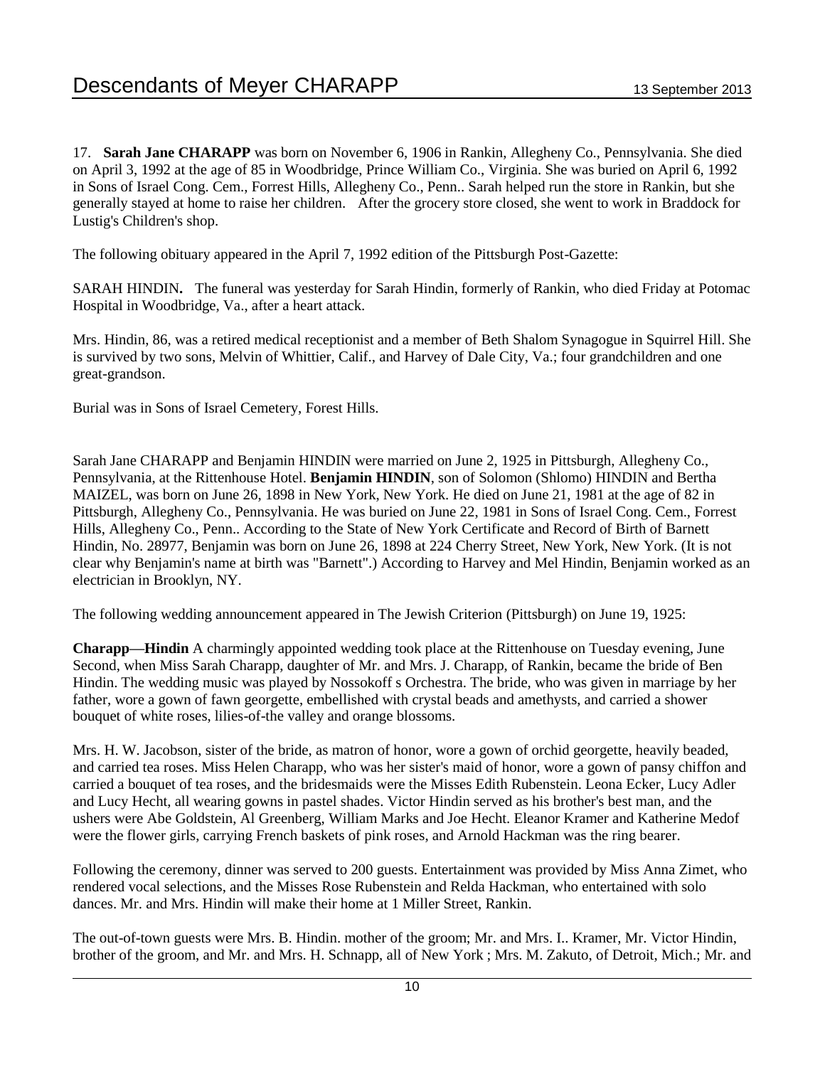17. **Sarah Jane CHARAPP** was born on November 6, 1906 in Rankin, Allegheny Co., Pennsylvania. She died on April 3, 1992 at the age of 85 in Woodbridge, Prince William Co., Virginia. She was buried on April 6, 1992 in Sons of Israel Cong. Cem., Forrest Hills, Allegheny Co., Penn.. Sarah helped run the store in Rankin, but she generally stayed at home to raise her children. After the grocery store closed, she went to work in Braddock for Lustig's Children's shop.

The following obituary appeared in the April 7, 1992 edition of the Pittsburgh Post-Gazette:

SARAH HINDIN**.** The funeral was yesterday for Sarah Hindin, formerly of Rankin, who died Friday at Potomac Hospital in Woodbridge, Va., after a heart attack.

Mrs. Hindin, 86, was a retired medical receptionist and a member of Beth Shalom Synagogue in Squirrel Hill. She is survived by two sons, Melvin of Whittier, Calif., and Harvey of Dale City, Va.; four grandchildren and one great-grandson.

Burial was in Sons of Israel Cemetery, Forest Hills.

Sarah Jane CHARAPP and Benjamin HINDIN were married on June 2, 1925 in Pittsburgh, Allegheny Co., Pennsylvania, at the Rittenhouse Hotel. **Benjamin HINDIN**, son of Solomon (Shlomo) HINDIN and Bertha MAIZEL, was born on June 26, 1898 in New York, New York. He died on June 21, 1981 at the age of 82 in Pittsburgh, Allegheny Co., Pennsylvania. He was buried on June 22, 1981 in Sons of Israel Cong. Cem., Forrest Hills, Allegheny Co., Penn.. According to the State of New York Certificate and Record of Birth of Barnett Hindin, No. 28977, Benjamin was born on June 26, 1898 at 224 Cherry Street, New York, New York. (It is not clear why Benjamin's name at birth was "Barnett".) According to Harvey and Mel Hindin, Benjamin worked as an electrician in Brooklyn, NY.

The following wedding announcement appeared in The Jewish Criterion (Pittsburgh) on June 19, 1925:

**Charapp—Hindin** A charmingly appointed wedding took place at the Rittenhouse on Tuesday evening, June Second, when Miss Sarah Charapp, daughter of Mr. and Mrs. J. Charapp, of Rankin, became the bride of Ben Hindin. The wedding music was played by Nossokoff s Orchestra. The bride, who was given in marriage by her father, wore a gown of fawn georgette, embellished with crystal beads and amethysts, and carried a shower bouquet of white roses, lilies-of-the valley and orange blossoms.

Mrs. H. W. Jacobson, sister of the bride, as matron of honor, wore a gown of orchid georgette, heavily beaded, and carried tea roses. Miss Helen Charapp, who was her sister's maid of honor, wore a gown of pansy chiffon and carried a bouquet of tea roses, and the bridesmaids were the Misses Edith Rubenstein. Leona Ecker, Lucy Adler and Lucy Hecht, all wearing gowns in pastel shades. Victor Hindin served as his brother's best man, and the ushers were Abe Goldstein, Al Greenberg, William Marks and Joe Hecht. Eleanor Kramer and Katherine Medof were the flower girls, carrying French baskets of pink roses, and Arnold Hackman was the ring bearer.

Following the ceremony, dinner was served to 200 guests. Entertainment was provided by Miss Anna Zimet, who rendered vocal selections, and the Misses Rose Rubenstein and Relda Hackman, who entertained with solo dances. Mr. and Mrs. Hindin will make their home at 1 Miller Street, Rankin.

The out-of-town guests were Mrs. B. Hindin. mother of the groom; Mr. and Mrs. I.. Kramer, Mr. Victor Hindin, brother of the groom, and Mr. and Mrs. H. Schnapp, all of New York ; Mrs. M. Zakuto, of Detroit, Mich.; Mr. and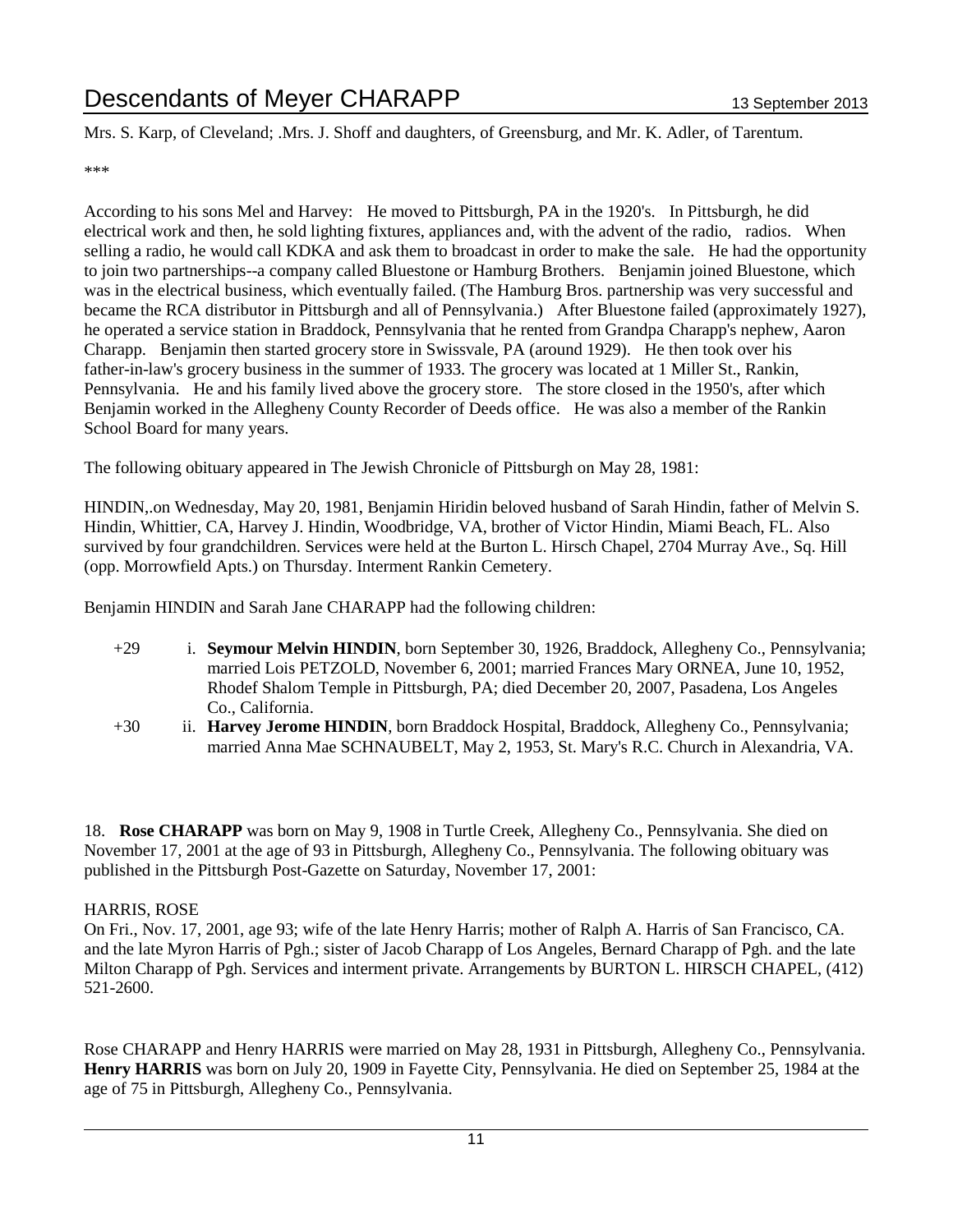Mrs. S. Karp, of Cleveland; .Mrs. J. Shoff and daughters, of Greensburg, and Mr. K. Adler, of Tarentum.

***

According to his sons Mel and Harvey: He moved to Pittsburgh, PA in the 1920's. In Pittsburgh, he did electrical work and then, he sold lighting fixtures, appliances and, with the advent of the radio, radios. When selling a radio, he would call KDKA and ask them to broadcast in order to make the sale. He had the opportunity to join two partnerships--a company called Bluestone or Hamburg Brothers. Benjamin joined Bluestone, which was in the electrical business, which eventually failed. (The Hamburg Bros. partnership was very successful and became the RCA distributor in Pittsburgh and all of Pennsylvania.) After Bluestone failed (approximately 1927), he operated a service station in Braddock, Pennsylvania that he rented from Grandpa Charapp's nephew, Aaron Charapp. Benjamin then started grocery store in Swissvale, PA (around 1929). He then took over his father-in-law's grocery business in the summer of 1933. The grocery was located at 1 Miller St., Rankin, Pennsylvania. He and his family lived above the grocery store. The store closed in the 1950's, after which Benjamin worked in the Allegheny County Recorder of Deeds office. He was also a member of the Rankin School Board for many years.

The following obituary appeared in The Jewish Chronicle of Pittsburgh on May 28, 1981:

HINDIN,.on Wednesday, May 20, 1981, Benjamin Hiridin beloved husband of Sarah Hindin, father of Melvin S. Hindin, Whittier, CA, Harvey J. Hindin, Woodbridge, VA, brother of Victor Hindin, Miami Beach, FL. Also survived by four grandchildren. Services were held at the Burton L. Hirsch Chapel, 2704 Murray Ave., Sq. Hill (opp. Morrowfield Apts.) on Thursday. Interment Rankin Cemetery.

Benjamin HINDIN and Sarah Jane CHARAPP had the following children:

+29 i. **Seymour Melvin HINDIN**, born September 30, 1926, Braddock, Allegheny Co., Pennsylvania; married Lois PETZOLD, November 6, 2001; married Frances Mary ORNEA, June 10, 1952, Rhodef Shalom Temple in Pittsburgh, PA; died December 20, 2007, Pasadena, Los Angeles Co., California.

+30 ii. **Harvey Jerome HINDIN**, born Braddock Hospital, Braddock, Allegheny Co., Pennsylvania; married Anna Mae SCHNAUBELT, May 2, 1953, St. Mary's R.C. Church in Alexandria, VA.

18. **Rose CHARAPP** was born on May 9, 1908 in Turtle Creek, Allegheny Co., Pennsylvania. She died on November 17, 2001 at the age of 93 in Pittsburgh, Allegheny Co., Pennsylvania. The following obituary was published in the Pittsburgh Post-Gazette on Saturday, November 17, 2001:

HARRIS, ROSE
On Fri., Nov. 17, 2001, age 93; wife of the late Henry Harris; mother of Ralph A. Harris of San Francisco, CA. and the late Myron Harris of Pgh.; sister of Jacob Charapp of Los Angeles, Bernard Charapp of Pgh. and the late Milton Charapp of Pgh. Services and interment private. Arrangements by BURTON L. HIRSCH CHAPEL, (412) 521-2600.

Rose CHARAPP and Henry HARRIS were married on May 28, 1931 in Pittsburgh, Allegheny Co., Pennsylvania. **Henry HARRIS** was born on July 20, 1909 in Fayette City, Pennsylvania. He died on September 25, 1984 at the age of 75 in Pittsburgh, Allegheny Co., Pennsylvania.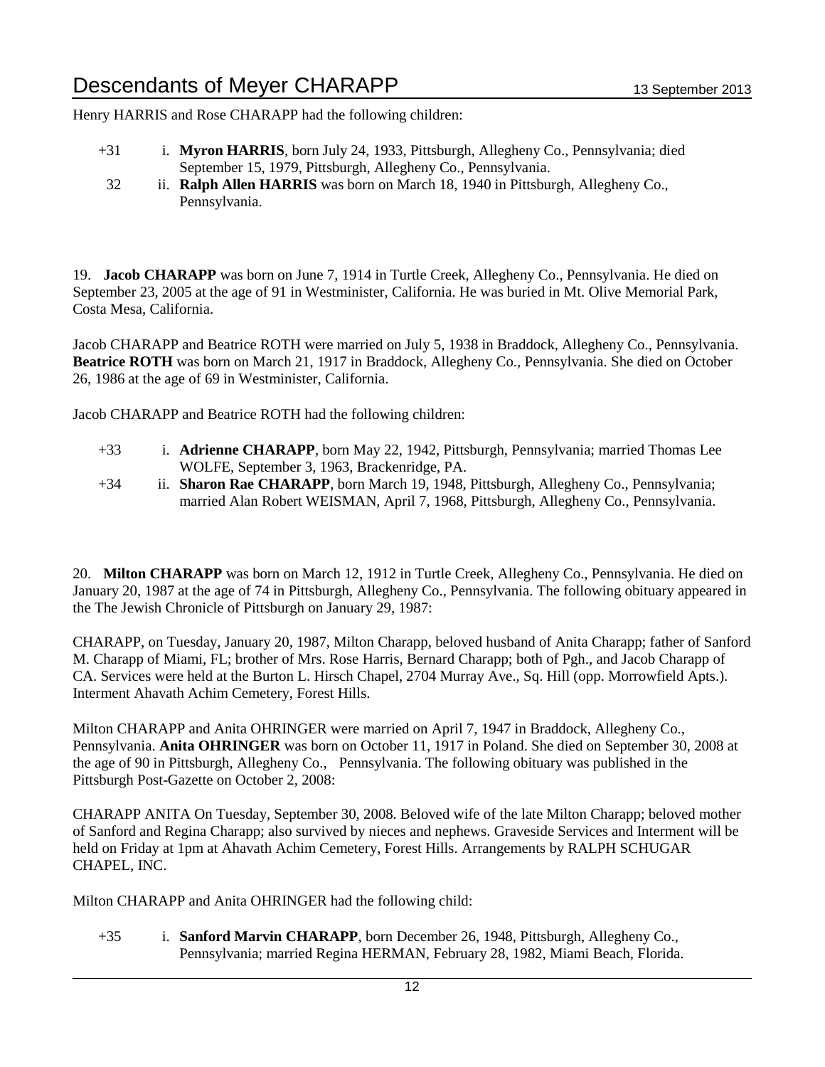Henry HARRIS and Rose CHARAPP had the following children:

+31 i. **Myron HARRIS**, born July 24, 1933, Pittsburgh, Allegheny Co., Pennsylvania; died September 15, 1979, Pittsburgh, Allegheny Co., Pennsylvania.

32 ii. **Ralph Allen HARRIS** was born on March 18, 1940 in Pittsburgh, Allegheny Co., Pennsylvania.

19. **Jacob CHARAPP** was born on June 7, 1914 in Turtle Creek, Allegheny Co., Pennsylvania. He died on September 23, 2005 at the age of 91 in Westminister, California. He was buried in Mt. Olive Memorial Park, Costa Mesa, California.

Jacob CHARAPP and Beatrice ROTH were married on July 5, 1938 in Braddock, Allegheny Co., Pennsylvania. **Beatrice ROTH** was born on March 21, 1917 in Braddock, Allegheny Co., Pennsylvania. She died on October 26, 1986 at the age of 69 in Westminister, California.

Jacob CHARAPP and Beatrice ROTH had the following children:

+33 i. **Adrienne CHARAPP**, born May 22, 1942, Pittsburgh, Pennsylvania; married Thomas Lee WOLFE, September 3, 1963, Brackenridge, PA.

+34 ii. **Sharon Rae CHARAPP**, born March 19, 1948, Pittsburgh, Allegheny Co., Pennsylvania; married Alan Robert WEISMAN, April 7, 1968, Pittsburgh, Allegheny Co., Pennsylvania.

20. **Milton CHARAPP** was born on March 12, 1912 in Turtle Creek, Allegheny Co., Pennsylvania. He died on January 20, 1987 at the age of 74 in Pittsburgh, Allegheny Co., Pennsylvania. The following obituary appeared in the The Jewish Chronicle of Pittsburgh on January 29, 1987:

CHARAPP, on Tuesday, January 20, 1987, Milton Charapp, beloved husband of Anita Charapp; father of Sanford M. Charapp of Miami, FL; brother of Mrs. Rose Harris, Bernard Charapp; both of Pgh., and Jacob Charapp of CA. Services were held at the Burton L. Hirsch Chapel, 2704 Murray Ave., Sq. Hill (opp. Morrowfield Apts.). Interment Ahavath Achim Cemetery, Forest Hills.

Milton CHARAPP and Anita OHRINGER were married on April 7, 1947 in Braddock, Allegheny Co., Pennsylvania. **Anita OHRINGER** was born on October 11, 1917 in Poland. She died on September 30, 2008 at the age of 90 in Pittsburgh, Allegheny Co., Pennsylvania. The following obituary was published in the Pittsburgh Post-Gazette on October 2, 2008:

CHARAPP ANITA On Tuesday, September 30, 2008. Beloved wife of the late Milton Charapp; beloved mother of Sanford and Regina Charapp; also survived by nieces and nephews. Graveside Services and Interment will be held on Friday at 1pm at Ahavath Achim Cemetery, Forest Hills. Arrangements by RALPH SCHUGAR CHAPEL, INC.

Milton CHARAPP and Anita OHRINGER had the following child:

+35 i. **Sanford Marvin CHARAPP**, born December 26, 1948, Pittsburgh, Allegheny Co., Pennsylvania; married Regina HERMAN, February 28, 1982, Miami Beach, Florida.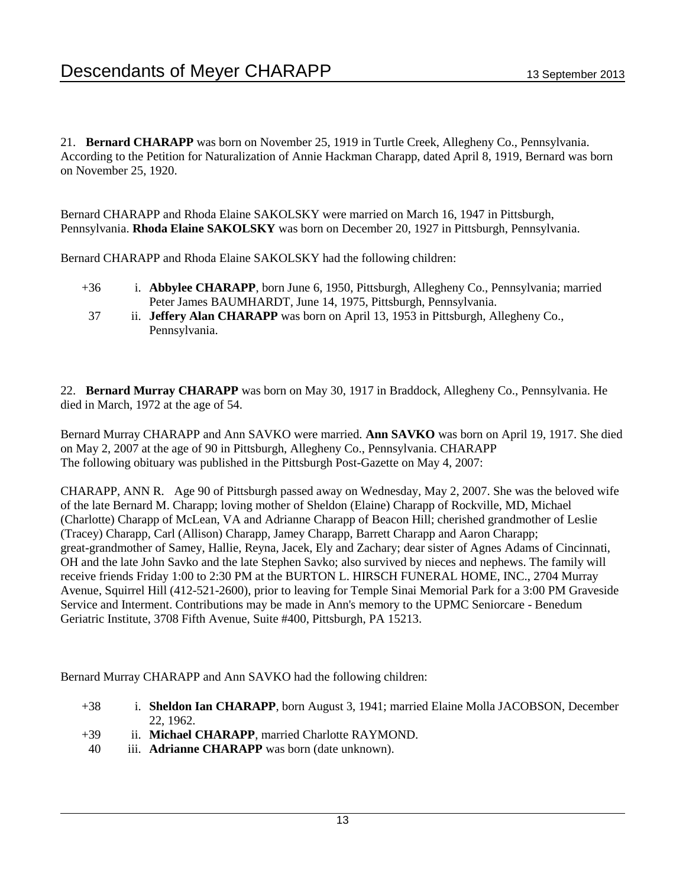21. **Bernard CHARAPP** was born on November 25, 1919 in Turtle Creek, Allegheny Co., Pennsylvania. According to the Petition for Naturalization of Annie Hackman Charapp, dated April 8, 1919, Bernard was born on November 25, 1920.

Bernard CHARAPP and Rhoda Elaine SAKOLSKY were married on March 16, 1947 in Pittsburgh, Pennsylvania. **Rhoda Elaine SAKOLSKY** was born on December 20, 1927 in Pittsburgh, Pennsylvania.

Bernard CHARAPP and Rhoda Elaine SAKOLSKY had the following children:

- +36 i. **Abbylee CHARAPP**, born June 6, 1950, Pittsburgh, Allegheny Co., Pennsylvania; married Peter James BAUMHARDT, June 14, 1975, Pittsburgh, Pennsylvania.
- 37 ii. **Jeffery Alan CHARAPP** was born on April 13, 1953 in Pittsburgh, Allegheny Co., Pennsylvania.

22. **Bernard Murray CHARAPP** was born on May 30, 1917 in Braddock, Allegheny Co., Pennsylvania. He died in March, 1972 at the age of 54.

Bernard Murray CHARAPP and Ann SAVKO were married. **Ann SAVKO** was born on April 19, 1917. She died on May 2, 2007 at the age of 90 in Pittsburgh, Allegheny Co., Pennsylvania. CHARAPP
The following obituary was published in the Pittsburgh Post-Gazette on May 4, 2007:

CHARAPP, ANN R. Age 90 of Pittsburgh passed away on Wednesday, May 2, 2007. She was the beloved wife of the late Bernard M. Charapp; loving mother of Sheldon (Elaine) Charapp of Rockville, MD, Michael (Charlotte) Charapp of McLean, VA and Adrianne Charapp of Beacon Hill; cherished grandmother of Leslie (Tracey) Charapp, Carl (Allison) Charapp, Jamey Charapp, Barrett Charapp and Aaron Charapp; great-grandmother of Samey, Hallie, Reyna, Jacek, Ely and Zachary; dear sister of Agnes Adams of Cincinnati, OH and the late John Savko and the late Stephen Savko; also survived by nieces and nephews. The family will receive friends Friday 1:00 to 2:30 PM at the BURTON L. HIRSCH FUNERAL HOME, INC., 2704 Murray Avenue, Squirrel Hill (412-521-2600), prior to leaving for Temple Sinai Memorial Park for a 3:00 PM Graveside Service and Interment. Contributions may be made in Ann's memory to the UPMC Seniorcare - Benedum Geriatric Institute, 3708 Fifth Avenue, Suite #400, Pittsburgh, PA 15213.

Bernard Murray CHARAPP and Ann SAVKO had the following children:

- +38 i. **Sheldon Ian CHARAPP**, born August 3, 1941; married Elaine Molla JACOBSON, December 22, 1962.
- +39 ii. **Michael CHARAPP**, married Charlotte RAYMOND.
- 40 iii. **Adrianne CHARAPP** was born (date unknown).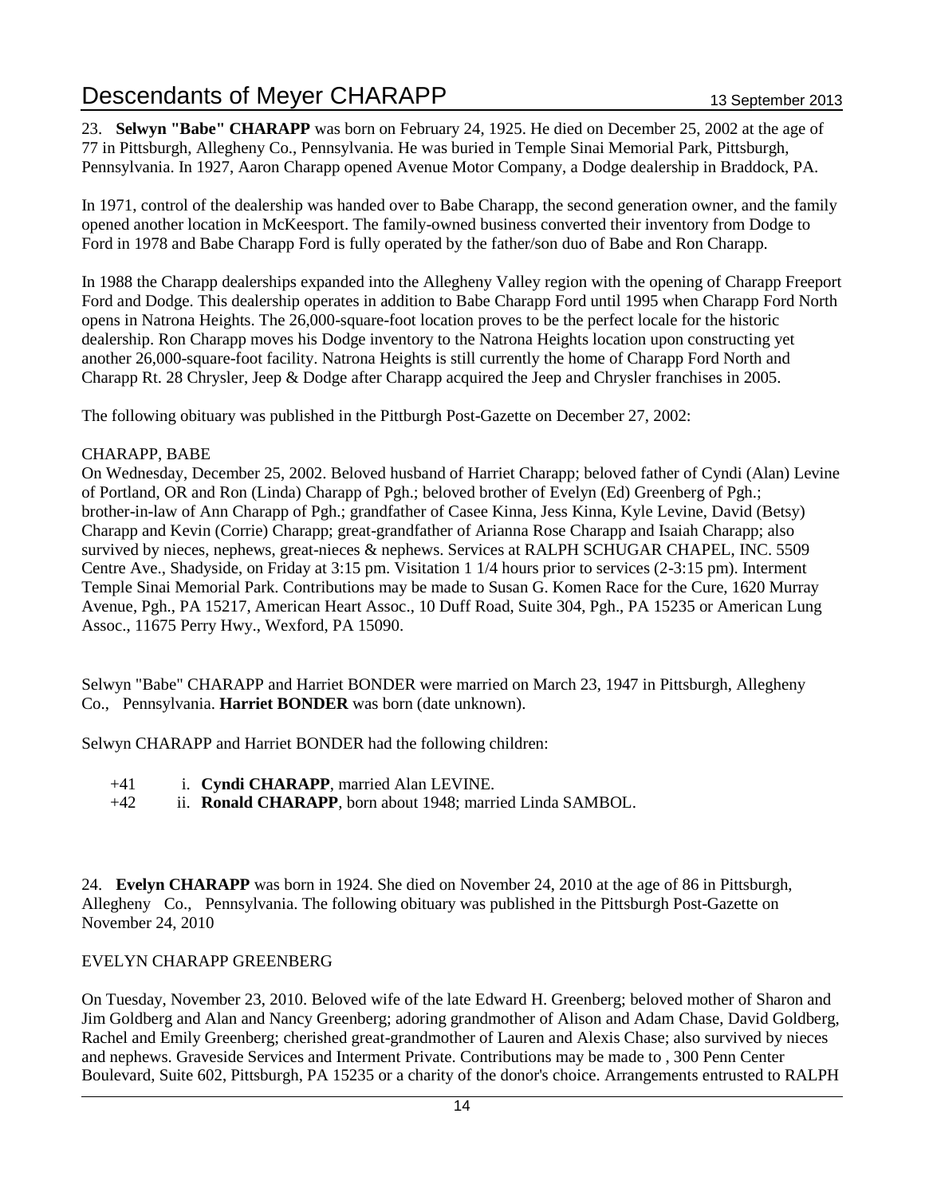23. **Selwyn "Babe" CHARAPP** was born on February 24, 1925. He died on December 25, 2002 at the age of 77 in Pittsburgh, Allegheny Co., Pennsylvania. He was buried in Temple Sinai Memorial Park, Pittsburgh, Pennsylvania. In 1927, Aaron Charapp opened Avenue Motor Company, a Dodge dealership in Braddock, PA.

In 1971, control of the dealership was handed over to Babe Charapp, the second generation owner, and the family opened another location in McKeesport. The family-owned business converted their inventory from Dodge to Ford in 1978 and Babe Charapp Ford is fully operated by the father/son duo of Babe and Ron Charapp.

In 1988 the Charapp dealerships expanded into the Allegheny Valley region with the opening of Charapp Freeport Ford and Dodge. This dealership operates in addition to Babe Charapp Ford until 1995 when Charapp Ford North opens in Natrona Heights. The 26,000-square-foot location proves to be the perfect locale for the historic dealership. Ron Charapp moves his Dodge inventory to the Natrona Heights location upon constructing yet another 26,000-square-foot facility. Natrona Heights is still currently the home of Charapp Ford North and Charapp Rt. 28 Chrysler, Jeep & Dodge after Charapp acquired the Jeep and Chrysler franchises in 2005.

The following obituary was published in the Pittburgh Post-Gazette on December 27, 2002:

CHARAPP, BABE
On Wednesday, December 25, 2002. Beloved husband of Harriet Charapp; beloved father of Cyndi (Alan) Levine of Portland, OR and Ron (Linda) Charapp of Pgh.; beloved brother of Evelyn (Ed) Greenberg of Pgh.; brother-in-law of Ann Charapp of Pgh.; grandfather of Casee Kinna, Jess Kinna, Kyle Levine, David (Betsy) Charapp and Kevin (Corrie) Charapp; great-grandfather of Arianna Rose Charapp and Isaiah Charapp; also survived by nieces, nephews, great-nieces & nephews. Services at RALPH SCHUGAR CHAPEL, INC. 5509 Centre Ave., Shadyside, on Friday at 3:15 pm. Visitation 1 1/4 hours prior to services (2-3:15 pm). Interment Temple Sinai Memorial Park. Contributions may be made to Susan G. Komen Race for the Cure, 1620 Murray Avenue, Pgh., PA 15217, American Heart Assoc., 10 Duff Road, Suite 304, Pgh., PA 15235 or American Lung Assoc., 11675 Perry Hwy., Wexford, PA 15090.

Selwyn "Babe" CHARAPP and Harriet BONDER were married on March 23, 1947 in Pittsburgh, Allegheny Co., Pennsylvania. **Harriet BONDER** was born (date unknown).

Selwyn CHARAPP and Harriet BONDER had the following children:

+41 i. **Cyndi CHARAPP**, married Alan LEVINE.
+42 ii. **Ronald CHARAPP**, born about 1948; married Linda SAMBOL.

24. **Evelyn CHARAPP** was born in 1924. She died on November 24, 2010 at the age of 86 in Pittsburgh, Allegheny Co., Pennsylvania. The following obituary was published in the Pittsburgh Post-Gazette on November 24, 2010

EVELYN CHARAPP GREENBERG

On Tuesday, November 23, 2010. Beloved wife of the late Edward H. Greenberg; beloved mother of Sharon and Jim Goldberg and Alan and Nancy Greenberg; adoring grandmother of Alison and Adam Chase, David Goldberg, Rachel and Emily Greenberg; cherished great-grandmother of Lauren and Alexis Chase; also survived by nieces and nephews. Graveside Services and Interment Private. Contributions may be made to , 300 Penn Center Boulevard, Suite 602, Pittsburgh, PA 15235 or a charity of the donor's choice. Arrangements entrusted to RALPH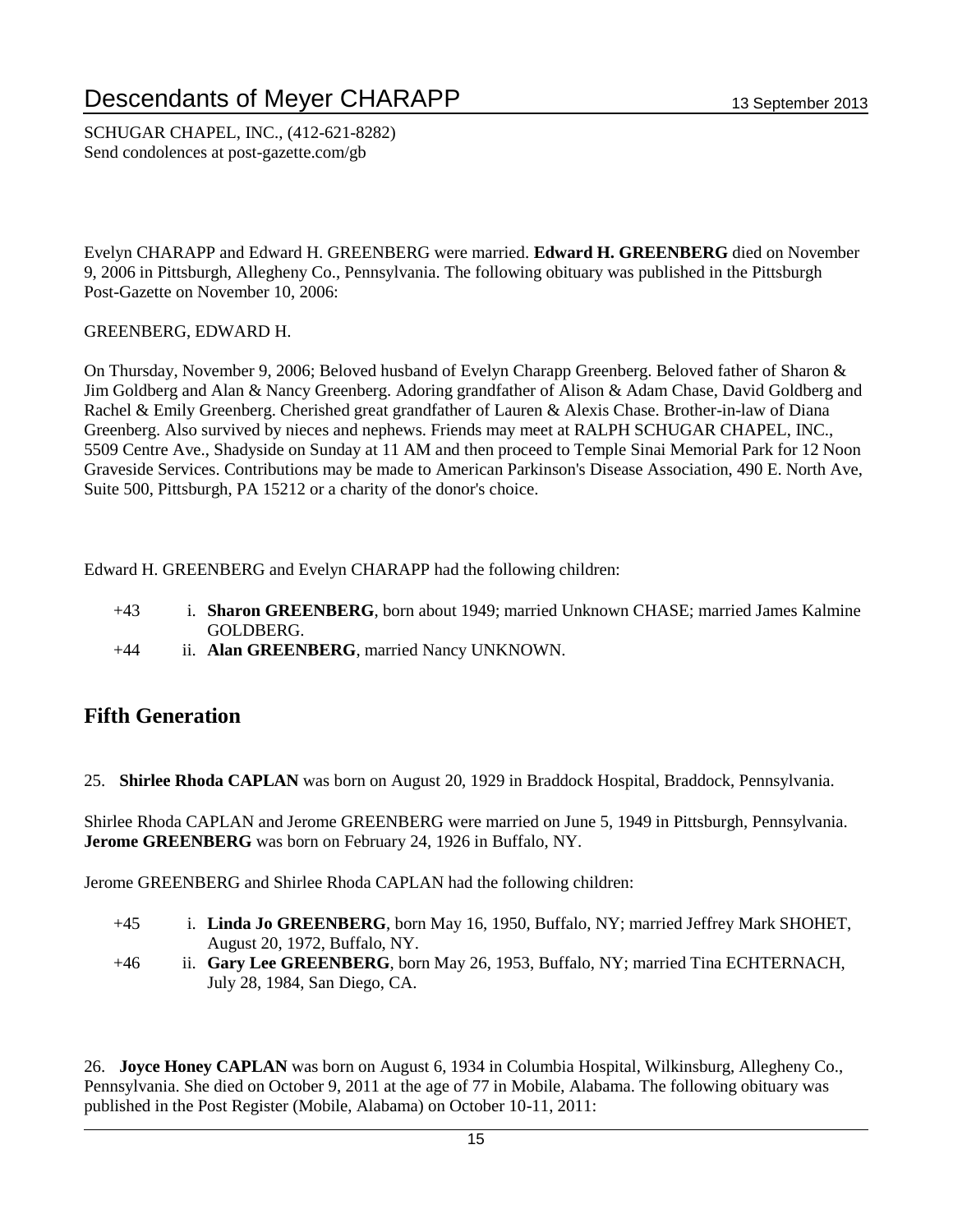SCHUGAR CHAPEL, INC., (412-621-8282)
Send condolences at post-gazette.com/gb

Evelyn CHARAPP and Edward H. GREENBERG were married. **Edward H. GREENBERG** died on November 9, 2006 in Pittsburgh, Allegheny Co., Pennsylvania. The following obituary was published in the Pittsburgh Post-Gazette on November 10, 2006:

GREENBERG, EDWARD H.

On Thursday, November 9, 2006; Beloved husband of Evelyn Charapp Greenberg. Beloved father of Sharon & Jim Goldberg and Alan & Nancy Greenberg. Adoring grandfather of Alison & Adam Chase, David Goldberg and Rachel & Emily Greenberg. Cherished great grandfather of Lauren & Alexis Chase. Brother-in-law of Diana Greenberg. Also survived by nieces and nephews. Friends may meet at RALPH SCHUGAR CHAPEL, INC., 5509 Centre Ave., Shadyside on Sunday at 11 AM and then proceed to Temple Sinai Memorial Park for 12 Noon Graveside Services. Contributions may be made to American Parkinson's Disease Association, 490 E. North Ave, Suite 500, Pittsburgh, PA 15212 or a charity of the donor's choice.

Edward H. GREENBERG and Evelyn CHARAPP had the following children:

- +43 i. **Sharon GREENBERG**, born about 1949; married Unknown CHASE; married James Kalmine GOLDBERG.
- +44 ii. **Alan GREENBERG**, married Nancy UNKNOWN.

## Fifth Generation

25. **Shirlee Rhoda CAPLAN** was born on August 20, 1929 in Braddock Hospital, Braddock, Pennsylvania.

Shirlee Rhoda CAPLAN and Jerome GREENBERG were married on June 5, 1949 in Pittsburgh, Pennsylvania. **Jerome GREENBERG** was born on February 24, 1926 in Buffalo, NY.

Jerome GREENBERG and Shirlee Rhoda CAPLAN had the following children:

- +45 i. **Linda Jo GREENBERG**, born May 16, 1950, Buffalo, NY; married Jeffrey Mark SHOHET, August 20, 1972, Buffalo, NY.
- +46 ii. **Gary Lee GREENBERG**, born May 26, 1953, Buffalo, NY; married Tina ECHTERNACH, July 28, 1984, San Diego, CA.

26. **Joyce Honey CAPLAN** was born on August 6, 1934 in Columbia Hospital, Wilkinsburg, Allegheny Co., Pennsylvania. She died on October 9, 2011 at the age of 77 in Mobile, Alabama. The following obituary was published in the Post Register (Mobile, Alabama) on October 10-11, 2011: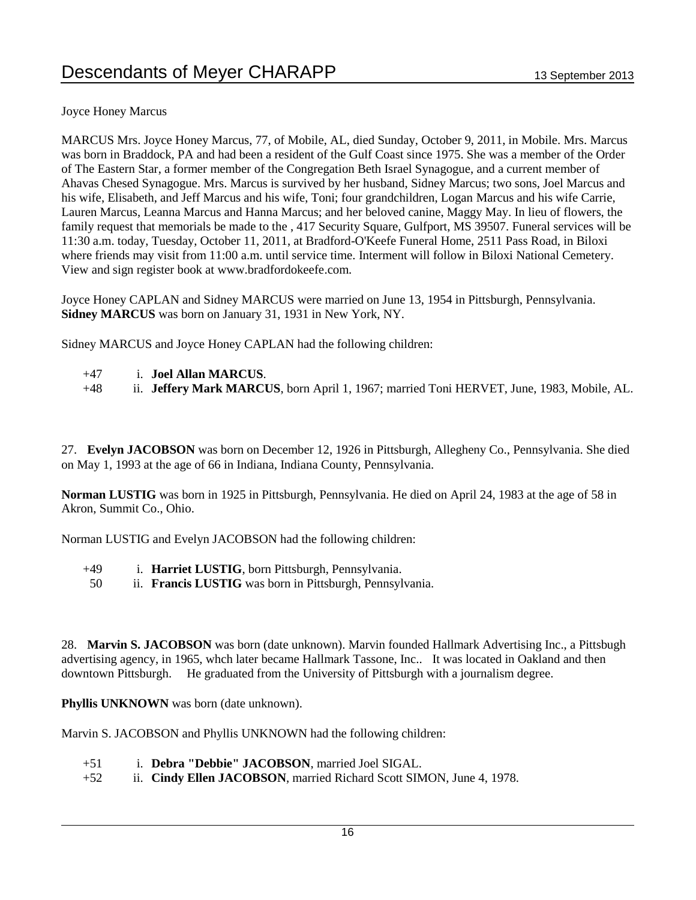Joyce Honey Marcus

MARCUS Mrs. Joyce Honey Marcus, 77, of Mobile, AL, died Sunday, October 9, 2011, in Mobile. Mrs. Marcus was born in Braddock, PA and had been a resident of the Gulf Coast since 1975. She was a member of the Order of The Eastern Star, a former member of the Congregation Beth Israel Synagogue, and a current member of Ahavas Chesed Synagogue. Mrs. Marcus is survived by her husband, Sidney Marcus; two sons, Joel Marcus and his wife, Elisabeth, and Jeff Marcus and his wife, Toni; four grandchildren, Logan Marcus and his wife Carrie, Lauren Marcus, Leanna Marcus and Hanna Marcus; and her beloved canine, Maggy May. In lieu of flowers, the family request that memorials be made to the , 417 Security Square, Gulfport, MS 39507. Funeral services will be 11:30 a.m. today, Tuesday, October 11, 2011, at Bradford-O'Keefe Funeral Home, 2511 Pass Road, in Biloxi where friends may visit from 11:00 a.m. until service time. Interment will follow in Biloxi National Cemetery. View and sign register book at www.bradfordokeefe.com.

Joyce Honey CAPLAN and Sidney MARCUS were married on June 13, 1954 in Pittsburgh, Pennsylvania. **Sidney MARCUS** was born on January 31, 1931 in New York, NY.

Sidney MARCUS and Joyce Honey CAPLAN had the following children:

+47 i. **Joel Allan MARCUS**.
+48 ii. **Jeffery Mark MARCUS**, born April 1, 1967; married Toni HERVET, June, 1983, Mobile, AL.

27. **Evelyn JACOBSON** was born on December 12, 1926 in Pittsburgh, Allegheny Co., Pennsylvania. She died on May 1, 1993 at the age of 66 in Indiana, Indiana County, Pennsylvania.

**Norman LUSTIG** was born in 1925 in Pittsburgh, Pennsylvania. He died on April 24, 1983 at the age of 58 in Akron, Summit Co., Ohio.

Norman LUSTIG and Evelyn JACOBSON had the following children:

+49 i. **Harriet LUSTIG**, born Pittsburgh, Pennsylvania.
50 ii. **Francis LUSTIG** was born in Pittsburgh, Pennsylvania.

28. **Marvin S. JACOBSON** was born (date unknown). Marvin founded Hallmark Advertising Inc., a Pittsbugh advertising agency, in 1965, whch later became Hallmark Tassone, Inc.. It was located in Oakland and then downtown Pittsburgh. He graduated from the University of Pittsburgh with a journalism degree.

**Phyllis UNKNOWN** was born (date unknown).

Marvin S. JACOBSON and Phyllis UNKNOWN had the following children:

+51 i. **Debra "Debbie" JACOBSON**, married Joel SIGAL.
+52 ii. **Cindy Ellen JACOBSON**, married Richard Scott SIMON, June 4, 1978.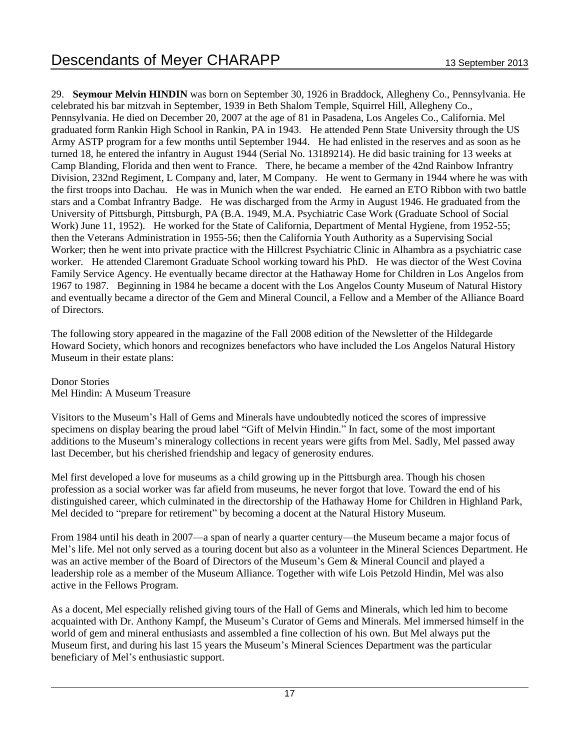29. **Seymour Melvin HINDIN** was born on September 30, 1926 in Braddock, Allegheny Co., Pennsylvania. He celebrated his bar mitzvah in September, 1939 in Beth Shalom Temple, Squirrel Hill, Allegheny Co., Pennsylvania. He died on December 20, 2007 at the age of 81 in Pasadena, Los Angeles Co., California. Mel graduated form Rankin High School in Rankin, PA in 1943. He attended Penn State University through the US Army ASTP program for a few months until September 1944. He had enlisted in the reserves and as soon as he turned 18, he entered the infantry in August 1944 (Serial No. 13189214). He did basic training for 13 weeks at Camp Blanding, Florida and then went to France. There, he became a member of the 42nd Rainbow Infrantry Division, 232nd Regiment, L Company and, later, M Company. He went to Germany in 1944 where he was with the first troops into Dachau. He was in Munich when the war ended. He earned an ETO Ribbon with two battle stars and a Combat Infrantry Badge. He was discharged from the Army in August 1946. He graduated from the University of Pittsburgh, Pittsburgh, PA (B.A. 1949, M.A. Psychiatric Case Work (Graduate School of Social Work) June 11, 1952). He worked for the State of California, Department of Mental Hygiene, from 1952-55; then the Veterans Administration in 1955-56; then the California Youth Authority as a Supervising Social Worker; then he went into private practice with the Hillcrest Psychiatric Clinic in Alhambra as a psychiatric case worker. He attended Claremont Graduate School working toward his PhD. He was diector of the West Covina Family Service Agency. He eventually became director at the Hathaway Home for Children in Los Angelos from 1967 to 1987. Beginning in 1984 he became a docent with the Los Angelos County Museum of Natural History and eventually became a director of the Gem and Mineral Council, a Fellow and a Member of the Alliance Board of Directors.

The following story appeared in the magazine of the Fall 2008 edition of the Newsletter of the Hildegarde Howard Society, which honors and recognizes benefactors who have included the Los Angelos Natural History Museum in their estate plans:

Donor Stories
Mel Hindin: A Museum Treasure

Visitors to the Museum's Hall of Gems and Minerals have undoubtedly noticed the scores of impressive specimens on display bearing the proud label "Gift of Melvin Hindin." In fact, some of the most important additions to the Museum's mineralogy collections in recent years were gifts from Mel. Sadly, Mel passed away last December, but his cherished friendship and legacy of generosity endures.

Mel first developed a love for museums as a child growing up in the Pittsburgh area. Though his chosen profession as a social worker was far afield from museums, he never forgot that love. Toward the end of his distinguished career, which culminated in the directorship of the Hathaway Home for Children in Highland Park, Mel decided to "prepare for retirement" by becoming a docent at the Natural History Museum.

From 1984 until his death in 2007—a span of nearly a quarter century—the Museum became a major focus of Mel's life. Mel not only served as a touring docent but also as a volunteer in the Mineral Sciences Department. He was an active member of the Board of Directors of the Museum's Gem & Mineral Council and played a leadership role as a member of the Museum Alliance. Together with wife Lois Petzold Hindin, Mel was also active in the Fellows Program.

As a docent, Mel especially relished giving tours of the Hall of Gems and Minerals, which led him to become acquainted with Dr. Anthony Kampf, the Museum's Curator of Gems and Minerals. Mel immersed himself in the world of gem and mineral enthusiasts and assembled a fine collection of his own. But Mel always put the Museum first, and during his last 15 years the Museum's Mineral Sciences Department was the particular beneficiary of Mel's enthusiastic support.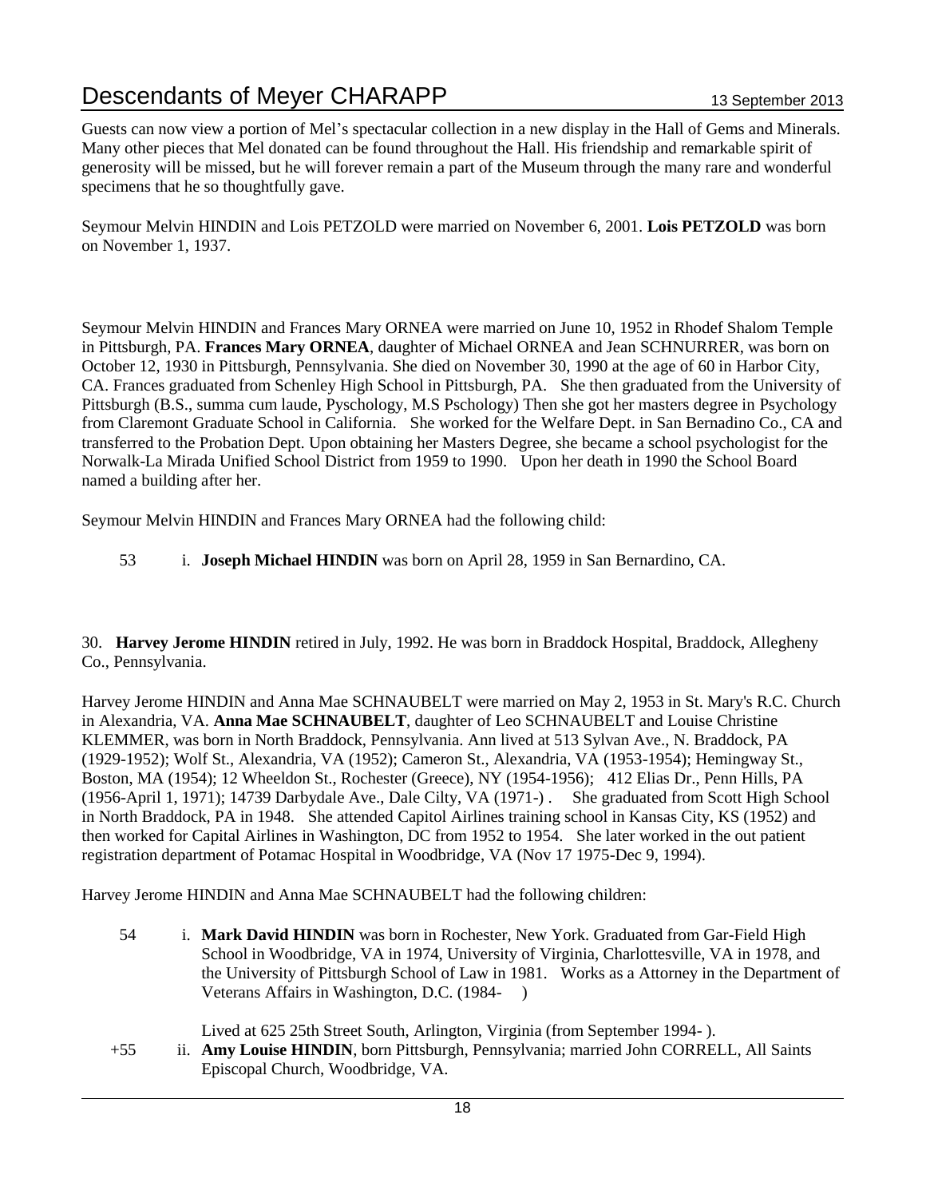Guests can now view a portion of Mel's spectacular collection in a new display in the Hall of Gems and Minerals. Many other pieces that Mel donated can be found throughout the Hall. His friendship and remarkable spirit of generosity will be missed, but he will forever remain a part of the Museum through the many rare and wonderful specimens that he so thoughtfully gave.

Seymour Melvin HINDIN and Lois PETZOLD were married on November 6, 2001. **Lois PETZOLD** was born on November 1, 1937.

Seymour Melvin HINDIN and Frances Mary ORNEA were married on June 10, 1952 in Rhodef Shalom Temple in Pittsburgh, PA. **Frances Mary ORNEA**, daughter of Michael ORNEA and Jean SCHNURRER, was born on October 12, 1930 in Pittsburgh, Pennsylvania. She died on November 30, 1990 at the age of 60 in Harbor City, CA. Frances graduated from Schenley High School in Pittsburgh, PA. She then graduated from the University of Pittsburgh (B.S., summa cum laude, Pyschology, M.S Pschology) Then she got her masters degree in Psychology from Claremont Graduate School in California. She worked for the Welfare Dept. in San Bernadino Co., CA and transferred to the Probation Dept. Upon obtaining her Masters Degree, she became a school psychologist for the Norwalk-La Mirada Unified School District from 1959 to 1990. Upon her death in 1990 the School Board named a building after her.

Seymour Melvin HINDIN and Frances Mary ORNEA had the following child:

53 i. **Joseph Michael HINDIN** was born on April 28, 1959 in San Bernardino, CA.

30. **Harvey Jerome HINDIN** retired in July, 1992. He was born in Braddock Hospital, Braddock, Allegheny Co., Pennsylvania.

Harvey Jerome HINDIN and Anna Mae SCHNAUBELT were married on May 2, 1953 in St. Mary's R.C. Church in Alexandria, VA. **Anna Mae SCHNAUBELT**, daughter of Leo SCHNAUBELT and Louise Christine KLEMMER, was born in North Braddock, Pennsylvania. Ann lived at 513 Sylvan Ave., N. Braddock, PA (1929-1952); Wolf St., Alexandria, VA (1952); Cameron St., Alexandria, VA (1953-1954); Hemingway St., Boston, MA (1954); 12 Wheeldon St., Rochester (Greece), NY (1954-1956); 412 Elias Dr., Penn Hills, PA (1956-April 1, 1971); 14739 Darbydale Ave., Dale Cilty, VA (1971-) . She graduated from Scott High School in North Braddock, PA in 1948. She attended Capitol Airlines training school in Kansas City, KS (1952) and then worked for Capital Airlines in Washington, DC from 1952 to 1954. She later worked in the out patient registration department of Potamac Hospital in Woodbridge, VA (Nov 17 1975-Dec 9, 1994).

Harvey Jerome HINDIN and Anna Mae SCHNAUBELT had the following children:

54 i. **Mark David HINDIN** was born in Rochester, New York. Graduated from Gar-Field High School in Woodbridge, VA in 1974, University of Virginia, Charlottesville, VA in 1978, and the University of Pittsburgh School of Law in 1981. Works as a Attorney in the Department of Veterans Affairs in Washington, D.C. (1984- )

Lived at 625 25th Street South, Arlington, Virginia (from September 1994- ).

+55 ii. **Amy Louise HINDIN**, born Pittsburgh, Pennsylvania; married John CORRELL, All Saints Episcopal Church, Woodbridge, VA.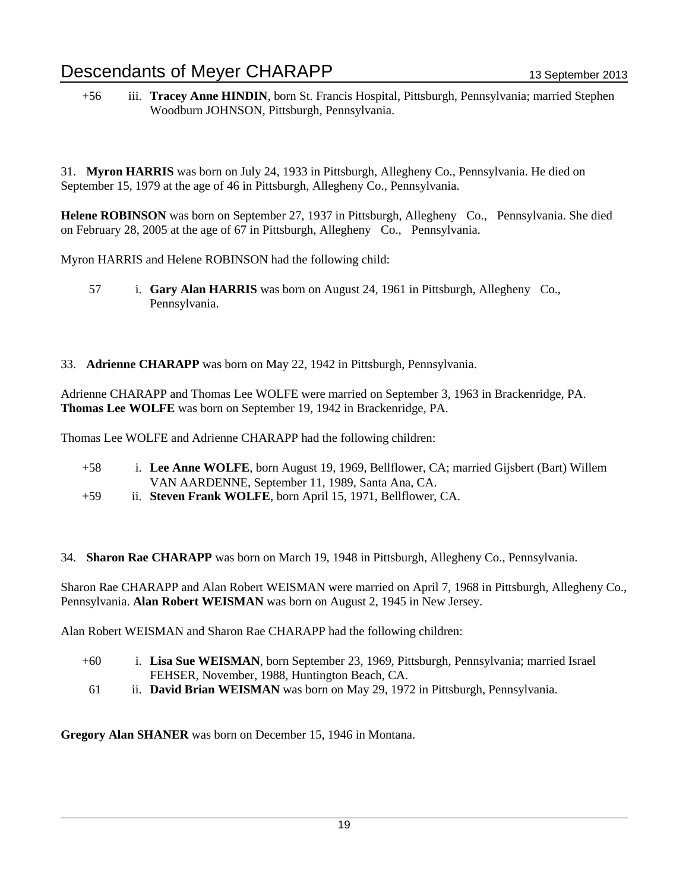+56 iii. **Tracey Anne HINDIN**, born St. Francis Hospital, Pittsburgh, Pennsylvania; married Stephen Woodburn JOHNSON, Pittsburgh, Pennsylvania.

31. **Myron HARRIS** was born on July 24, 1933 in Pittsburgh, Allegheny Co., Pennsylvania. He died on September 15, 1979 at the age of 46 in Pittsburgh, Allegheny Co., Pennsylvania.

**Helene ROBINSON** was born on September 27, 1937 in Pittsburgh, Allegheny Co., Pennsylvania. She died on February 28, 2005 at the age of 67 in Pittsburgh, Allegheny Co., Pennsylvania.

Myron HARRIS and Helene ROBINSON had the following child:

57 i. **Gary Alan HARRIS** was born on August 24, 1961 in Pittsburgh, Allegheny Co., Pennsylvania.

33. **Adrienne CHARAPP** was born on May 22, 1942 in Pittsburgh, Pennsylvania.

Adrienne CHARAPP and Thomas Lee WOLFE were married on September 3, 1963 in Brackenridge, PA. **Thomas Lee WOLFE** was born on September 19, 1942 in Brackenridge, PA.

Thomas Lee WOLFE and Adrienne CHARAPP had the following children:

+58 i. **Lee Anne WOLFE**, born August 19, 1969, Bellflower, CA; married Gijsbert (Bart) Willem VAN AARDENNE, September 11, 1989, Santa Ana, CA.
+59 ii. **Steven Frank WOLFE**, born April 15, 1971, Bellflower, CA.

34. **Sharon Rae CHARAPP** was born on March 19, 1948 in Pittsburgh, Allegheny Co., Pennsylvania.

Sharon Rae CHARAPP and Alan Robert WEISMAN were married on April 7, 1968 in Pittsburgh, Allegheny Co., Pennsylvania. **Alan Robert WEISMAN** was born on August 2, 1945 in New Jersey.

Alan Robert WEISMAN and Sharon Rae CHARAPP had the following children:

+60 i. **Lisa Sue WEISMAN**, born September 23, 1969, Pittsburgh, Pennsylvania; married Israel FEHSER, November, 1988, Huntington Beach, CA.
61 ii. **David Brian WEISMAN** was born on May 29, 1972 in Pittsburgh, Pennsylvania.

**Gregory Alan SHANER** was born on December 15, 1946 in Montana.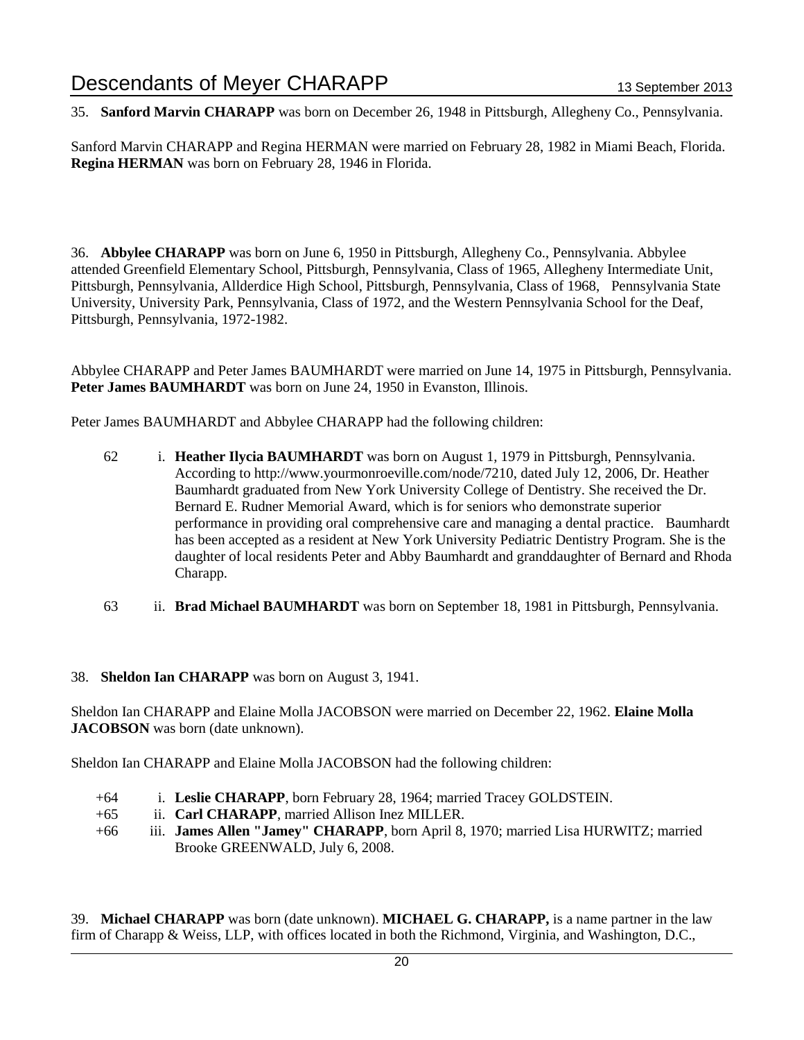35. **Sanford Marvin CHARAPP** was born on December 26, 1948 in Pittsburgh, Allegheny Co., Pennsylvania.

Sanford Marvin CHARAPP and Regina HERMAN were married on February 28, 1982 in Miami Beach, Florida. **Regina HERMAN** was born on February 28, 1946 in Florida.

36. **Abbylee CHARAPP** was born on June 6, 1950 in Pittsburgh, Allegheny Co., Pennsylvania. Abbylee attended Greenfield Elementary School, Pittsburgh, Pennsylvania, Class of 1965, Allegheny Intermediate Unit, Pittsburgh, Pennsylvania, Allderdice High School, Pittsburgh, Pennsylvania, Class of 1968, Pennsylvania State University, University Park, Pennsylvania, Class of 1972, and the Western Pennsylvania School for the Deaf, Pittsburgh, Pennsylvania, 1972-1982.

Abbylee CHARAPP and Peter James BAUMHARDT were married on June 14, 1975 in Pittsburgh, Pennsylvania. **Peter James BAUMHARDT** was born on June 24, 1950 in Evanston, Illinois.

Peter James BAUMHARDT and Abbylee CHARAPP had the following children:

- 62 i. **Heather Ilycia BAUMHARDT** was born on August 1, 1979 in Pittsburgh, Pennsylvania. According to http://www.yourmonroeville.com/node/7210, dated July 12, 2006, Dr. Heather Baumhardt graduated from New York University College of Dentistry. She received the Dr. Bernard E. Rudner Memorial Award, which is for seniors who demonstrate superior performance in providing oral comprehensive care and managing a dental practice. Baumhardt has been accepted as a resident at New York University Pediatric Dentistry Program. She is the daughter of local residents Peter and Abby Baumhardt and granddaughter of Bernard and Rhoda Charapp.
- 63 ii. **Brad Michael BAUMHARDT** was born on September 18, 1981 in Pittsburgh, Pennsylvania.

38. **Sheldon Ian CHARAPP** was born on August 3, 1941.

Sheldon Ian CHARAPP and Elaine Molla JACOBSON were married on December 22, 1962. **Elaine Molla JACOBSON** was born (date unknown).

Sheldon Ian CHARAPP and Elaine Molla JACOBSON had the following children:

- +64 i. **Leslie CHARAPP**, born February 28, 1964; married Tracey GOLDSTEIN.
- +65 ii. **Carl CHARAPP**, married Allison Inez MILLER.
- +66 iii. **James Allen "Jamey" CHARAPP**, born April 8, 1970; married Lisa HURWITZ; married Brooke GREENWALD, July 6, 2008.

39. **Michael CHARAPP** was born (date unknown). **MICHAEL G. CHARAPP,** is a name partner in the law firm of Charapp & Weiss, LLP, with offices located in both the Richmond, Virginia, and Washington, D.C.,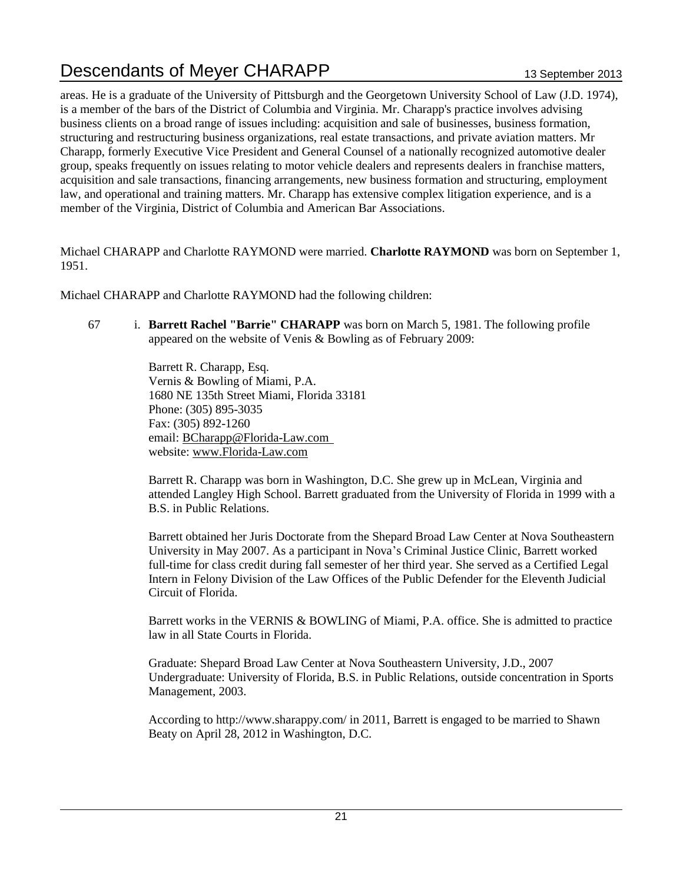areas. He is a graduate of the University of Pittsburgh and the Georgetown University School of Law (J.D. 1974), is a member of the bars of the District of Columbia and Virginia. Mr. Charapp's practice involves advising business clients on a broad range of issues including: acquisition and sale of businesses, business formation, structuring and restructuring business organizations, real estate transactions, and private aviation matters. Mr Charapp, formerly Executive Vice President and General Counsel of a nationally recognized automotive dealer group, speaks frequently on issues relating to motor vehicle dealers and represents dealers in franchise matters, acquisition and sale transactions, financing arrangements, new business formation and structuring, employment law, and operational and training matters. Mr. Charapp has extensive complex litigation experience, and is a member of the Virginia, District of Columbia and American Bar Associations.

Michael CHARAPP and Charlotte RAYMOND were married. **Charlotte RAYMOND** was born on September 1, 1951.

Michael CHARAPP and Charlotte RAYMOND had the following children:

67 i. **Barrett Rachel "Barrie" CHARAPP** was born on March 5, 1981. The following profile appeared on the website of Venis & Bowling as of February 2009:

Barrett R. Charapp, Esq.
Vernis & Bowling of Miami, P.A.
1680 NE 135th Street Miami, Florida 33181
Phone: (305) 895-3035
Fax: (305) 892-1260
email: BCharapp@Florida-Law.com
website: www.Florida-Law.com

Barrett R. Charapp was born in Washington, D.C. She grew up in McLean, Virginia and attended Langley High School. Barrett graduated from the University of Florida in 1999 with a B.S. in Public Relations.

Barrett obtained her Juris Doctorate from the Shepard Broad Law Center at Nova Southeastern University in May 2007. As a participant in Nova's Criminal Justice Clinic, Barrett worked full-time for class credit during fall semester of her third year. She served as a Certified Legal Intern in Felony Division of the Law Offices of the Public Defender for the Eleventh Judicial Circuit of Florida.

Barrett works in the VERNIS & BOWLING of Miami, P.A. office. She is admitted to practice law in all State Courts in Florida.

Graduate: Shepard Broad Law Center at Nova Southeastern University, J.D., 2007
Undergraduate: University of Florida, B.S. in Public Relations, outside concentration in Sports Management, 2003.

According to http://www.sharappy.com/ in 2011, Barrett is engaged to be married to Shawn Beaty on April 28, 2012 in Washington, D.C.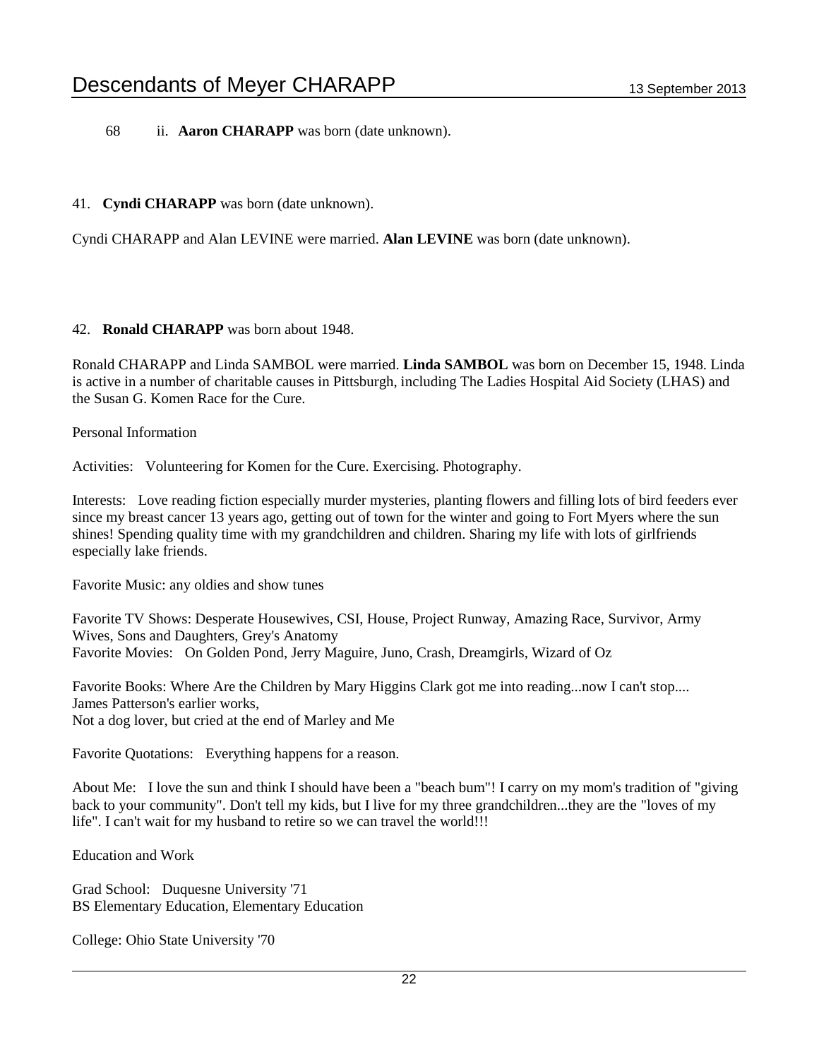68 ii. **Aaron CHARAPP** was born (date unknown).

41. **Cyndi CHARAPP** was born (date unknown).

Cyndi CHARAPP and Alan LEVINE were married. **Alan LEVINE** was born (date unknown).

42. **Ronald CHARAPP** was born about 1948.

Ronald CHARAPP and Linda SAMBOL were married. **Linda SAMBOL** was born on December 15, 1948. Linda is active in a number of charitable causes in Pittsburgh, including The Ladies Hospital Aid Society (LHAS) and the Susan G. Komen Race for the Cure.

Personal Information

Activities: Volunteering for Komen for the Cure. Exercising. Photography.

Interests: Love reading fiction especially murder mysteries, planting flowers and filling lots of bird feeders ever since my breast cancer 13 years ago, getting out of town for the winter and going to Fort Myers where the sun shines! Spending quality time with my grandchildren and children. Sharing my life with lots of girlfriends especially lake friends.

Favorite Music: any oldies and show tunes

Favorite TV Shows: Desperate Housewives, CSI, House, Project Runway, Amazing Race, Survivor, Army Wives, Sons and Daughters, Grey's Anatomy
Favorite Movies: On Golden Pond, Jerry Maguire, Juno, Crash, Dreamgirls, Wizard of Oz

Favorite Books: Where Are the Children by Mary Higgins Clark got me into reading...now I can't stop....
James Patterson's earlier works,
Not a dog lover, but cried at the end of Marley and Me

Favorite Quotations: Everything happens for a reason.

About Me: I love the sun and think I should have been a "beach bum"! I carry on my mom's tradition of "giving back to your community". Don't tell my kids, but I live for my three grandchildren...they are the "loves of my life". I can't wait for my husband to retire so we can travel the world!!!

Education and Work

Grad School: Duquesne University '71
BS Elementary Education, Elementary Education

College: Ohio State University '70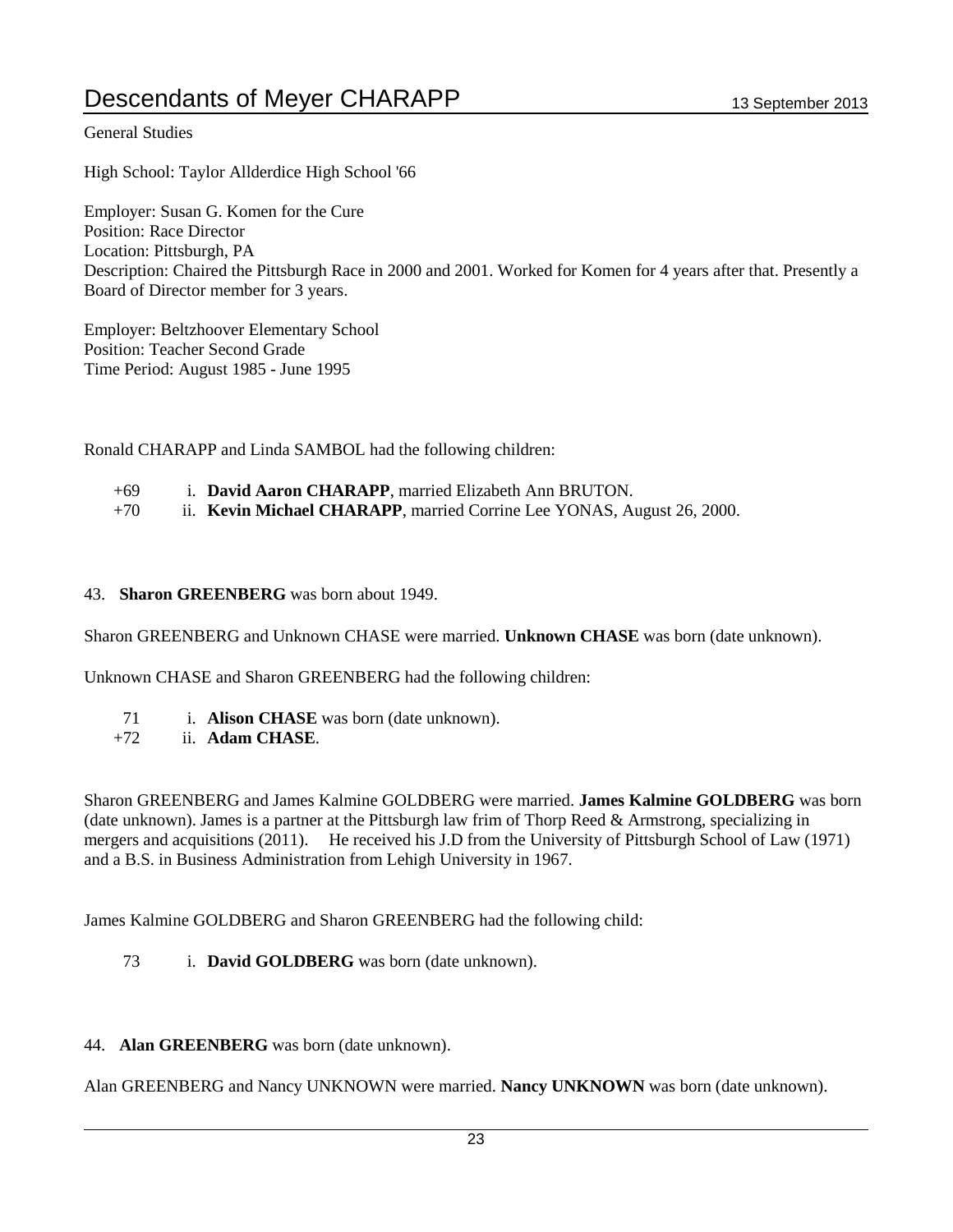General Studies

High School: Taylor Allderdice High School '66

Employer: Susan G. Komen for the Cure
Position: Race Director
Location: Pittsburgh, PA
Description: Chaired the Pittsburgh Race in 2000 and 2001. Worked for Komen for 4 years after that. Presently a Board of Director member for 3 years.

Employer: Beltzhoover Elementary School
Position: Teacher Second Grade
Time Period: August 1985 - June 1995

Ronald CHARAPP and Linda SAMBOL had the following children:

+69 i. **David Aaron CHARAPP**, married Elizabeth Ann BRUTON.
+70 ii. **Kevin Michael CHARAPP**, married Corrine Lee YONAS, August 26, 2000.

43. **Sharon GREENBERG** was born about 1949.

Sharon GREENBERG and Unknown CHASE were married. **Unknown CHASE** was born (date unknown).

Unknown CHASE and Sharon GREENBERG had the following children:

71 i. **Alison CHASE** was born (date unknown).
+72 ii. **Adam CHASE**.

Sharon GREENBERG and James Kalmine GOLDBERG were married. **James Kalmine GOLDBERG** was born (date unknown). James is a partner at the Pittsburgh law frim of Thorp Reed & Armstrong, specializing in mergers and acquisitions (2011). He received his J.D from the University of Pittsburgh School of Law (1971) and a B.S. in Business Administration from Lehigh University in 1967.

James Kalmine GOLDBERG and Sharon GREENBERG had the following child:

73 i. **David GOLDBERG** was born (date unknown).

44. **Alan GREENBERG** was born (date unknown).

Alan GREENBERG and Nancy UNKNOWN were married. **Nancy UNKNOWN** was born (date unknown).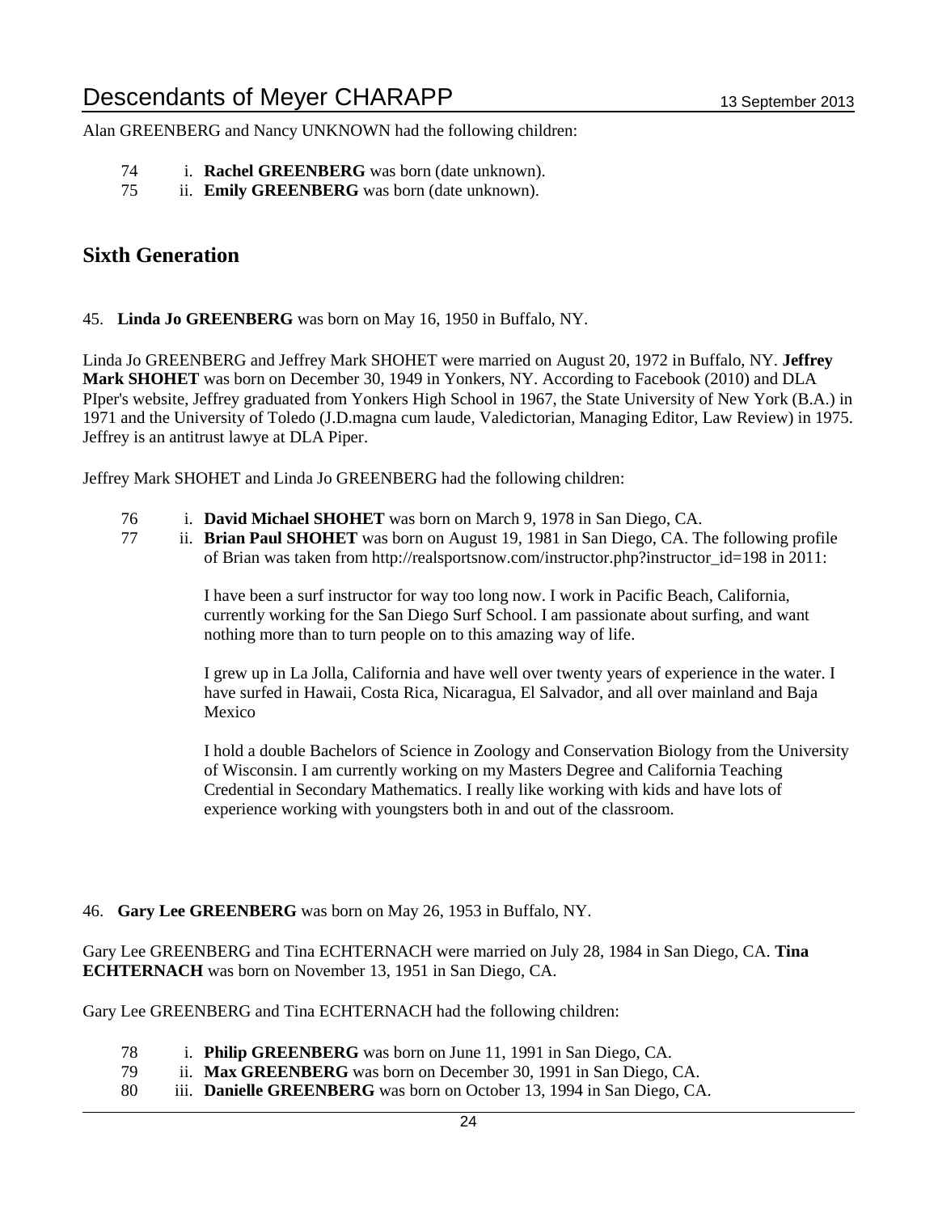Alan GREENBERG and Nancy UNKNOWN had the following children:

74 i. **Rachel GREENBERG** was born (date unknown).
75 ii. **Emily GREENBERG** was born (date unknown).

## Sixth Generation

45. **Linda Jo GREENBERG** was born on May 16, 1950 in Buffalo, NY.

Linda Jo GREENBERG and Jeffrey Mark SHOHET were married on August 20, 1972 in Buffalo, NY. **Jeffrey Mark SHOHET** was born on December 30, 1949 in Yonkers, NY. According to Facebook (2010) and DLA PIper's website, Jeffrey graduated from Yonkers High School in 1967, the State University of New York (B.A.) in 1971 and the University of Toledo (J.D.magna cum laude, Valedictorian, Managing Editor, Law Review) in 1975. Jeffrey is an antitrust lawye at DLA Piper.

Jeffrey Mark SHOHET and Linda Jo GREENBERG had the following children:

76 i. **David Michael SHOHET** was born on March 9, 1978 in San Diego, CA.
77 ii. **Brian Paul SHOHET** was born on August 19, 1981 in San Diego, CA. The following profile of Brian was taken from http://realsportsnow.com/instructor.php?instructor_id=198 in 2011:

> I have been a surf instructor for way too long now. I work in Pacific Beach, California, currently working for the San Diego Surf School. I am passionate about surfing, and want nothing more than to turn people on to this amazing way of life.
>
> I grew up in La Jolla, California and have well over twenty years of experience in the water. I have surfed in Hawaii, Costa Rica, Nicaragua, El Salvador, and all over mainland and Baja Mexico
>
> I hold a double Bachelors of Science in Zoology and Conservation Biology from the University of Wisconsin. I am currently working on my Masters Degree and California Teaching Credential in Secondary Mathematics. I really like working with kids and have lots of experience working with youngsters both in and out of the classroom.

46. **Gary Lee GREENBERG** was born on May 26, 1953 in Buffalo, NY.

Gary Lee GREENBERG and Tina ECHTERNACH were married on July 28, 1984 in San Diego, CA. **Tina ECHTERNACH** was born on November 13, 1951 in San Diego, CA.

Gary Lee GREENBERG and Tina ECHTERNACH had the following children:

78 i. **Philip GREENBERG** was born on June 11, 1991 in San Diego, CA.
79 ii. **Max GREENBERG** was born on December 30, 1991 in San Diego, CA.
80 iii. **Danielle GREENBERG** was born on October 13, 1994 in San Diego, CA.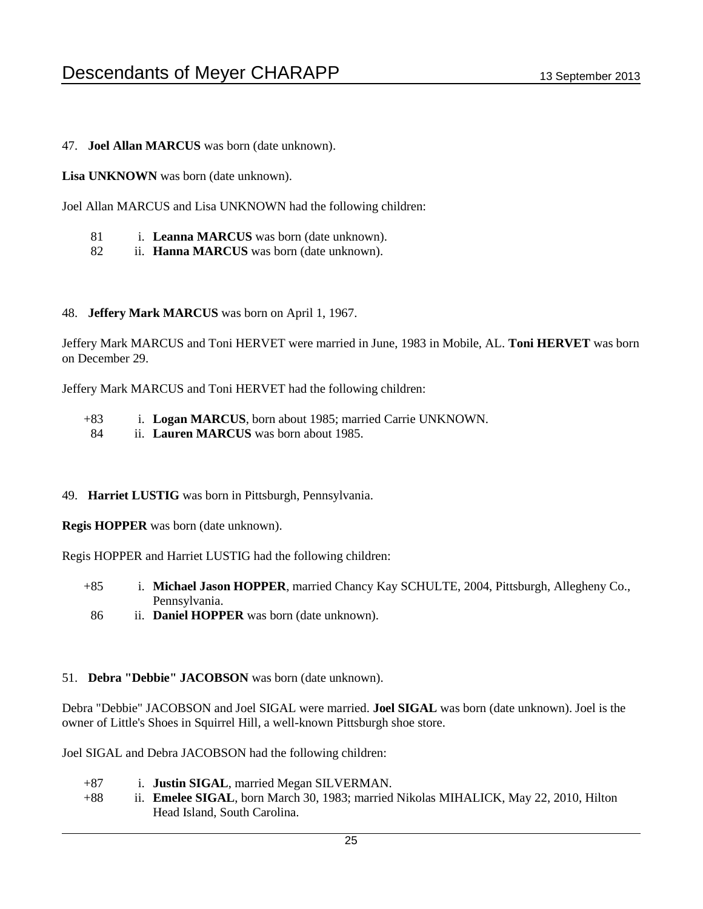47. **Joel Allan MARCUS** was born (date unknown).

**Lisa UNKNOWN** was born (date unknown).

Joel Allan MARCUS and Lisa UNKNOWN had the following children:

- 81 i. **Leanna MARCUS** was born (date unknown).
- 82 ii. **Hanna MARCUS** was born (date unknown).

48. **Jeffery Mark MARCUS** was born on April 1, 1967.

Jeffery Mark MARCUS and Toni HERVET were married in June, 1983 in Mobile, AL. **Toni HERVET** was born on December 29.

Jeffery Mark MARCUS and Toni HERVET had the following children:

- +83 i. **Logan MARCUS**, born about 1985; married Carrie UNKNOWN.
- 84 ii. **Lauren MARCUS** was born about 1985.

49. **Harriet LUSTIG** was born in Pittsburgh, Pennsylvania.

**Regis HOPPER** was born (date unknown).

Regis HOPPER and Harriet LUSTIG had the following children:

- +85 i. **Michael Jason HOPPER**, married Chancy Kay SCHULTE, 2004, Pittsburgh, Allegheny Co., Pennsylvania.
- 86 ii. **Daniel HOPPER** was born (date unknown).

51. **Debra "Debbie" JACOBSON** was born (date unknown).

Debra "Debbie" JACOBSON and Joel SIGAL were married. **Joel SIGAL** was born (date unknown). Joel is the owner of Little's Shoes in Squirrel Hill, a well-known Pittsburgh shoe store.

Joel SIGAL and Debra JACOBSON had the following children:

- +87 i. **Justin SIGAL**, married Megan SILVERMAN.
- +88 ii. **Emelee SIGAL**, born March 30, 1983; married Nikolas MIHALICK, May 22, 2010, Hilton Head Island, South Carolina.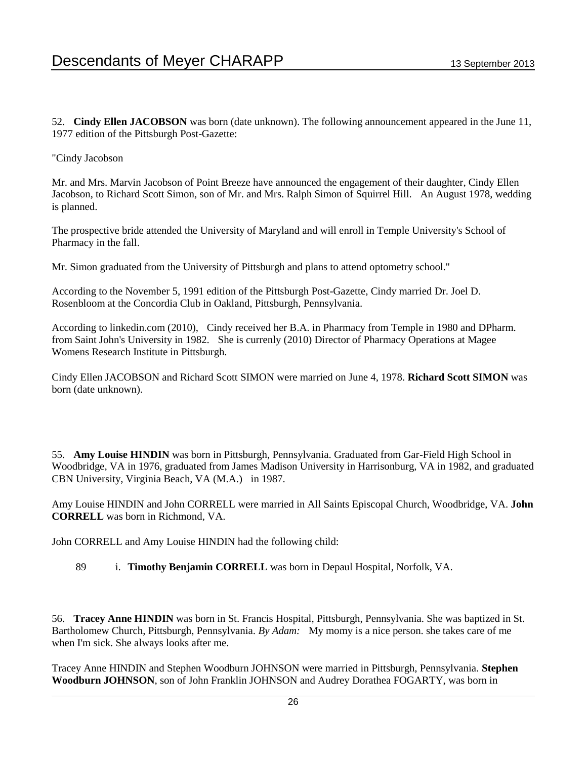52. **Cindy Ellen JACOBSON** was born (date unknown). The following announcement appeared in the June 11, 1977 edition of the Pittsburgh Post-Gazette:

"Cindy Jacobson

Mr. and Mrs. Marvin Jacobson of Point Breeze have announced the engagement of their daughter, Cindy Ellen Jacobson, to Richard Scott Simon, son of Mr. and Mrs. Ralph Simon of Squirrel Hill. An August 1978, wedding is planned.

The prospective bride attended the University of Maryland and will enroll in Temple University's School of Pharmacy in the fall.

Mr. Simon graduated from the University of Pittsburgh and plans to attend optometry school."

According to the November 5, 1991 edition of the Pittsburgh Post-Gazette, Cindy married Dr. Joel D. Rosenbloom at the Concordia Club in Oakland, Pittsburgh, Pennsylvania.

According to linkedin.com (2010), Cindy received her B.A. in Pharmacy from Temple in 1980 and DPharm. from Saint John's University in 1982. She is currenly (2010) Director of Pharmacy Operations at Magee Womens Research Institute in Pittsburgh.

Cindy Ellen JACOBSON and Richard Scott SIMON were married on June 4, 1978. **Richard Scott SIMON** was born (date unknown).

55. **Amy Louise HINDIN** was born in Pittsburgh, Pennsylvania. Graduated from Gar-Field High School in Woodbridge, VA in 1976, graduated from James Madison University in Harrisonburg, VA in 1982, and graduated CBN University, Virginia Beach, VA (M.A.) in 1987.

Amy Louise HINDIN and John CORRELL were married in All Saints Episcopal Church, Woodbridge, VA. **John CORRELL** was born in Richmond, VA.

John CORRELL and Amy Louise HINDIN had the following child:

89 i. **Timothy Benjamin CORRELL** was born in Depaul Hospital, Norfolk, VA.

56. **Tracey Anne HINDIN** was born in St. Francis Hospital, Pittsburgh, Pennsylvania. She was baptized in St. Bartholomew Church, Pittsburgh, Pennsylvania. *By Adam:* My momy is a nice person. she takes care of me when I'm sick. She always looks after me.

Tracey Anne HINDIN and Stephen Woodburn JOHNSON were married in Pittsburgh, Pennsylvania. **Stephen Woodburn JOHNSON**, son of John Franklin JOHNSON and Audrey Dorathea FOGARTY, was born in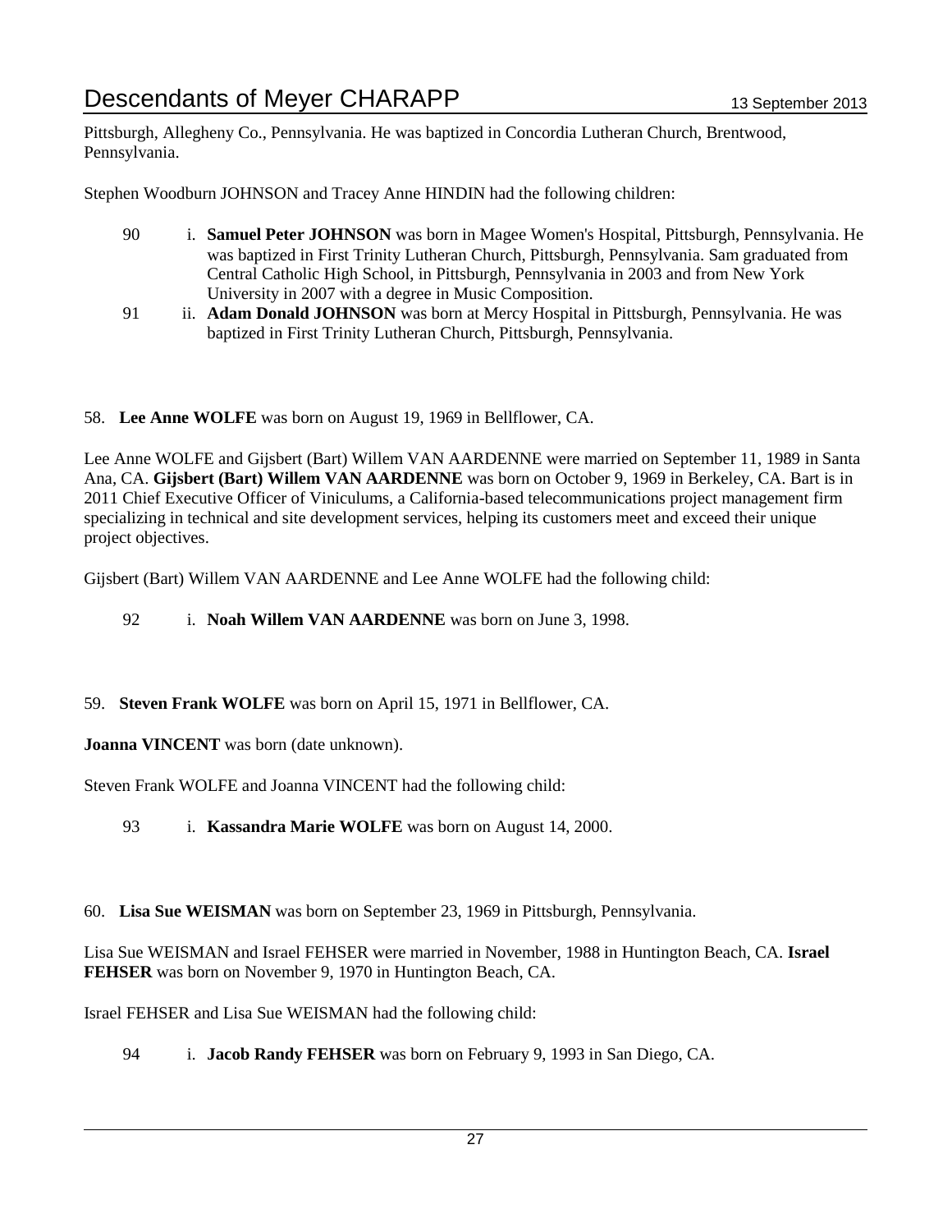Pittsburgh, Allegheny Co., Pennsylvania. He was baptized in Concordia Lutheran Church, Brentwood, Pennsylvania.

Stephen Woodburn JOHNSON and Tracey Anne HINDIN had the following children:

- 90 i. **Samuel Peter JOHNSON** was born in Magee Women's Hospital, Pittsburgh, Pennsylvania. He was baptized in First Trinity Lutheran Church, Pittsburgh, Pennsylvania. Sam graduated from Central Catholic High School, in Pittsburgh, Pennsylvania in 2003 and from New York University in 2007 with a degree in Music Composition.
- 91 ii. **Adam Donald JOHNSON** was born at Mercy Hospital in Pittsburgh, Pennsylvania. He was baptized in First Trinity Lutheran Church, Pittsburgh, Pennsylvania.

58. **Lee Anne WOLFE** was born on August 19, 1969 in Bellflower, CA.

Lee Anne WOLFE and Gijsbert (Bart) Willem VAN AARDENNE were married on September 11, 1989 in Santa Ana, CA. **Gijsbert (Bart) Willem VAN AARDENNE** was born on October 9, 1969 in Berkeley, CA. Bart is in 2011 Chief Executive Officer of Viniculums, a California-based telecommunications project management firm specializing in technical and site development services, helping its customers meet and exceed their unique project objectives.

Gijsbert (Bart) Willem VAN AARDENNE and Lee Anne WOLFE had the following child:

- 92 i. **Noah Willem VAN AARDENNE** was born on June 3, 1998.

59. **Steven Frank WOLFE** was born on April 15, 1971 in Bellflower, CA.

**Joanna VINCENT** was born (date unknown).

Steven Frank WOLFE and Joanna VINCENT had the following child:

- 93 i. **Kassandra Marie WOLFE** was born on August 14, 2000.

60. **Lisa Sue WEISMAN** was born on September 23, 1969 in Pittsburgh, Pennsylvania.

Lisa Sue WEISMAN and Israel FEHSER were married in November, 1988 in Huntington Beach, CA. **Israel FEHSER** was born on November 9, 1970 in Huntington Beach, CA.

Israel FEHSER and Lisa Sue WEISMAN had the following child:

- 94 i. **Jacob Randy FEHSER** was born on February 9, 1993 in San Diego, CA.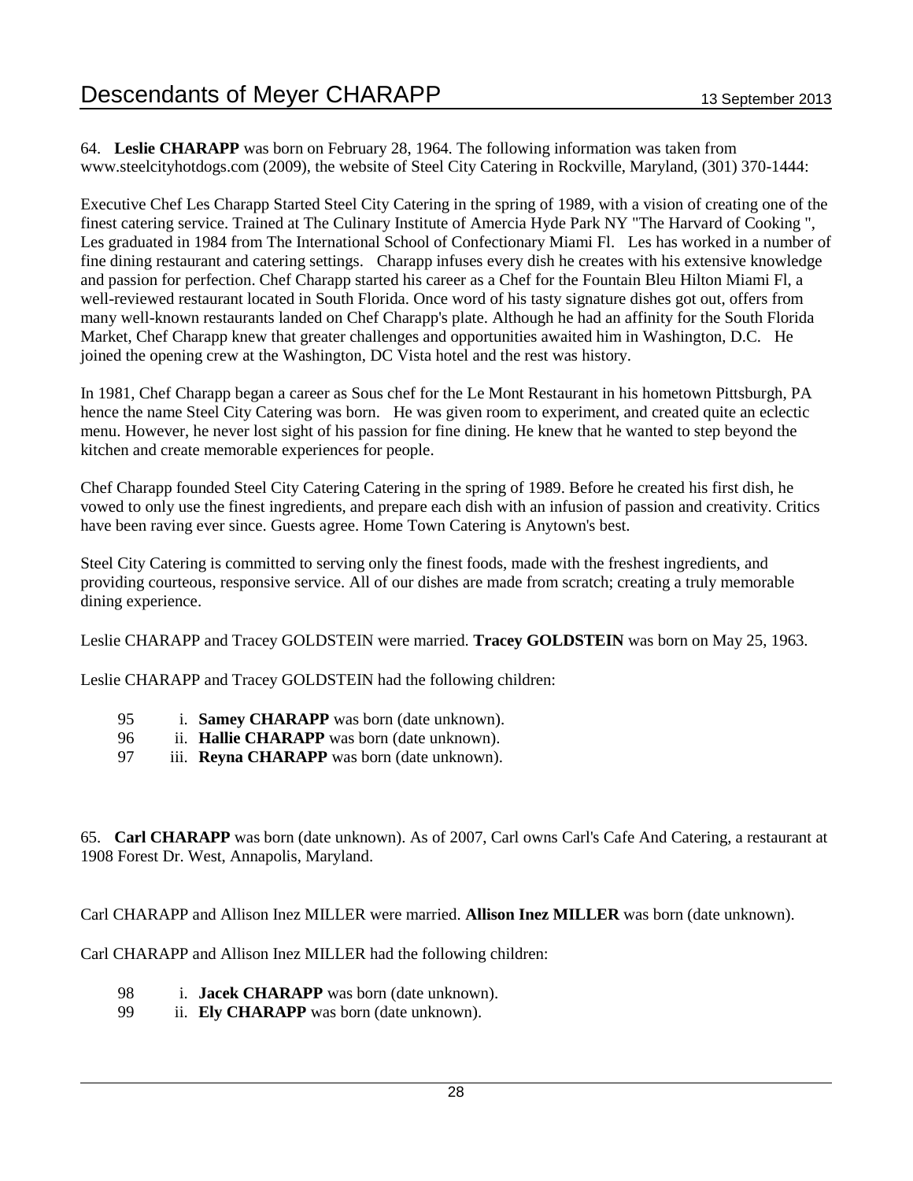64. **Leslie CHARAPP** was born on February 28, 1964. The following information was taken from www.steelcityhotdogs.com (2009), the website of Steel City Catering in Rockville, Maryland, (301) 370-1444:

Executive Chef Les Charapp Started Steel City Catering in the spring of 1989, with a vision of creating one of the finest catering service. Trained at The Culinary Institute of Amercia Hyde Park NY "The Harvard of Cooking ", Les graduated in 1984 from The International School of Confectionary Miami Fl. Les has worked in a number of fine dining restaurant and catering settings. Charapp infuses every dish he creates with his extensive knowledge and passion for perfection. Chef Charapp started his career as a Chef for the Fountain Bleu Hilton Miami Fl, a well-reviewed restaurant located in South Florida. Once word of his tasty signature dishes got out, offers from many well-known restaurants landed on Chef Charapp's plate. Although he had an affinity for the South Florida Market, Chef Charapp knew that greater challenges and opportunities awaited him in Washington, D.C. He joined the opening crew at the Washington, DC Vista hotel and the rest was history.

In 1981, Chef Charapp began a career as Sous chef for the Le Mont Restaurant in his hometown Pittsburgh, PA hence the name Steel City Catering was born. He was given room to experiment, and created quite an eclectic menu. However, he never lost sight of his passion for fine dining. He knew that he wanted to step beyond the kitchen and create memorable experiences for people.

Chef Charapp founded Steel City Catering Catering in the spring of 1989. Before he created his first dish, he vowed to only use the finest ingredients, and prepare each dish with an infusion of passion and creativity. Critics have been raving ever since. Guests agree. Home Town Catering is Anytown's best.

Steel City Catering is committed to serving only the finest foods, made with the freshest ingredients, and providing courteous, responsive service. All of our dishes are made from scratch; creating a truly memorable dining experience.

Leslie CHARAPP and Tracey GOLDSTEIN were married. **Tracey GOLDSTEIN** was born on May 25, 1963.

Leslie CHARAPP and Tracey GOLDSTEIN had the following children:

95 i. **Samey CHARAPP** was born (date unknown).
96 ii. **Hallie CHARAPP** was born (date unknown).
97 iii. **Reyna CHARAPP** was born (date unknown).

65. **Carl CHARAPP** was born (date unknown). As of 2007, Carl owns Carl's Cafe And Catering, a restaurant at 1908 Forest Dr. West, Annapolis, Maryland.

Carl CHARAPP and Allison Inez MILLER were married. **Allison Inez MILLER** was born (date unknown).

Carl CHARAPP and Allison Inez MILLER had the following children:

98 i. **Jacek CHARAPP** was born (date unknown).
99 ii. **Ely CHARAPP** was born (date unknown).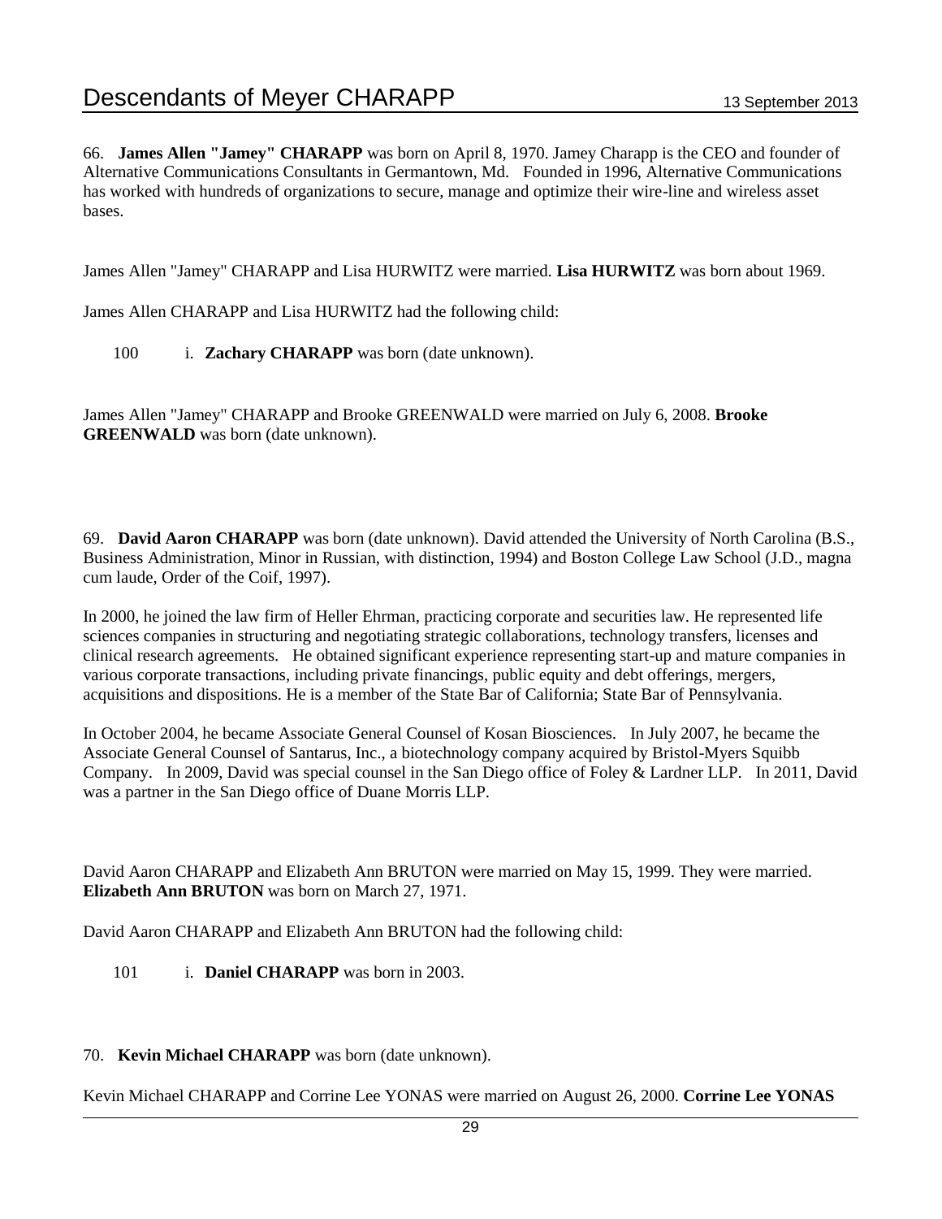66. **James Allen "Jamey" CHARAPP** was born on April 8, 1970. Jamey Charapp is the CEO and founder of Alternative Communications Consultants in Germantown, Md. Founded in 1996, Alternative Communications has worked with hundreds of organizations to secure, manage and optimize their wire-line and wireless asset bases.

James Allen "Jamey" CHARAPP and Lisa HURWITZ were married. **Lisa HURWITZ** was born about 1969.

James Allen CHARAPP and Lisa HURWITZ had the following child:

100 i. **Zachary CHARAPP** was born (date unknown).

James Allen "Jamey" CHARAPP and Brooke GREENWALD were married on July 6, 2008. **Brooke GREENWALD** was born (date unknown).

69. **David Aaron CHARAPP** was born (date unknown). David attended the University of North Carolina (B.S., Business Administration, Minor in Russian, with distinction, 1994) and Boston College Law School (J.D., magna cum laude, Order of the Coif, 1997).

In 2000, he joined the law firm of Heller Ehrman, practicing corporate and securities law. He represented life sciences companies in structuring and negotiating strategic collaborations, technology transfers, licenses and clinical research agreements. He obtained significant experience representing start-up and mature companies in various corporate transactions, including private financings, public equity and debt offerings, mergers, acquisitions and dispositions. He is a member of the State Bar of California; State Bar of Pennsylvania.

In October 2004, he became Associate General Counsel of Kosan Biosciences. In July 2007, he became the Associate General Counsel of Santarus, Inc., a biotechnology company acquired by Bristol-Myers Squibb Company. In 2009, David was special counsel in the San Diego office of Foley & Lardner LLP. In 2011, David was a partner in the San Diego office of Duane Morris LLP.

David Aaron CHARAPP and Elizabeth Ann BRUTON were married on May 15, 1999. They were married. **Elizabeth Ann BRUTON** was born on March 27, 1971.

David Aaron CHARAPP and Elizabeth Ann BRUTON had the following child:

101 i. **Daniel CHARAPP** was born in 2003.

70. **Kevin Michael CHARAPP** was born (date unknown).

Kevin Michael CHARAPP and Corrine Lee YONAS were married on August 26, 2000. **Corrine Lee YONAS**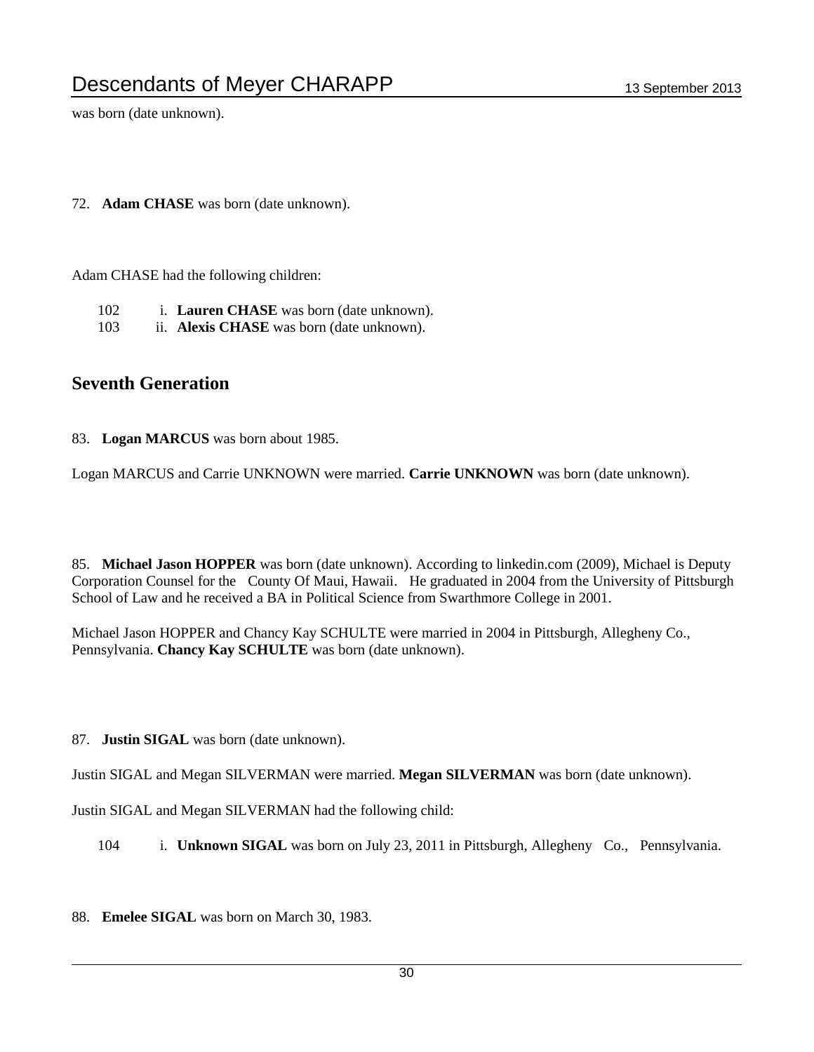was born (date unknown).

72. **Adam CHASE** was born (date unknown).

Adam CHASE had the following children:

102 i. **Lauren CHASE** was born (date unknown).
103 ii. **Alexis CHASE** was born (date unknown).

## Seventh Generation

83. **Logan MARCUS** was born about 1985.

Logan MARCUS and Carrie UNKNOWN were married. **Carrie UNKNOWN** was born (date unknown).

85. **Michael Jason HOPPER** was born (date unknown). According to linkedin.com (2009), Michael is Deputy Corporation Counsel for the County Of Maui, Hawaii. He graduated in 2004 from the University of Pittsburgh School of Law and he received a BA in Political Science from Swarthmore College in 2001.

Michael Jason HOPPER and Chancy Kay SCHULTE were married in 2004 in Pittsburgh, Allegheny Co., Pennsylvania. **Chancy Kay SCHULTE** was born (date unknown).

87. **Justin SIGAL** was born (date unknown).

Justin SIGAL and Megan SILVERMAN were married. **Megan SILVERMAN** was born (date unknown).

Justin SIGAL and Megan SILVERMAN had the following child:

104 i. **Unknown SIGAL** was born on July 23, 2011 in Pittsburgh, Allegheny Co., Pennsylvania.

88. **Emelee SIGAL** was born on March 30, 1983.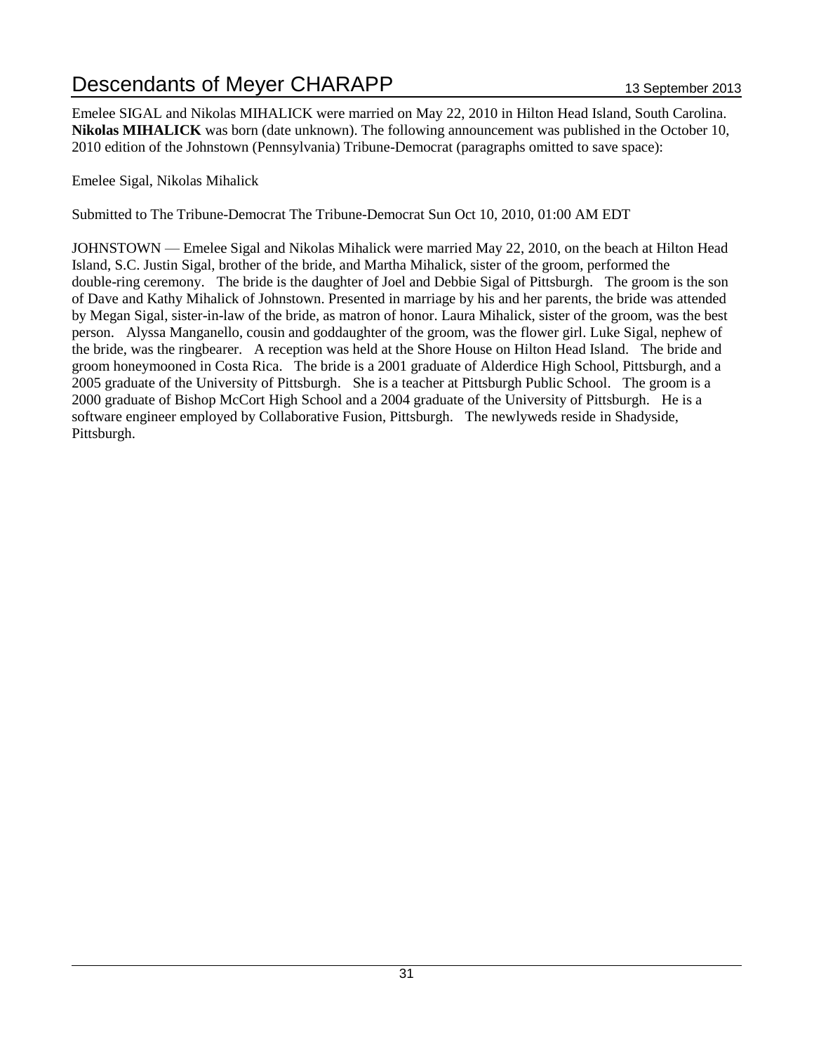Emelee SIGAL and Nikolas MIHALICK were married on May 22, 2010 in Hilton Head Island, South Carolina. **Nikolas MIHALICK** was born (date unknown). The following announcement was published in the October 10, 2010 edition of the Johnstown (Pennsylvania) Tribune-Democrat (paragraphs omitted to save space):

Emelee Sigal, Nikolas Mihalick

Submitted to The Tribune-Democrat The Tribune-Democrat Sun Oct 10, 2010, 01:00 AM EDT

JOHNSTOWN — Emelee Sigal and Nikolas Mihalick were married May 22, 2010, on the beach at Hilton Head Island, S.C. Justin Sigal, brother of the bride, and Martha Mihalick, sister of the groom, performed the double-ring ceremony. The bride is the daughter of Joel and Debbie Sigal of Pittsburgh. The groom is the son of Dave and Kathy Mihalick of Johnstown. Presented in marriage by his and her parents, the bride was attended by Megan Sigal, sister-in-law of the bride, as matron of honor. Laura Mihalick, sister of the groom, was the best person. Alyssa Manganello, cousin and goddaughter of the groom, was the flower girl. Luke Sigal, nephew of the bride, was the ringbearer. A reception was held at the Shore House on Hilton Head Island. The bride and groom honeymooned in Costa Rica. The bride is a 2001 graduate of Alderdice High School, Pittsburgh, and a 2005 graduate of the University of Pittsburgh. She is a teacher at Pittsburgh Public School. The groom is a 2000 graduate of Bishop McCort High School and a 2004 graduate of the University of Pittsburgh. He is a software engineer employed by Collaborative Fusion, Pittsburgh. The newlyweds reside in Shadyside, Pittsburgh.